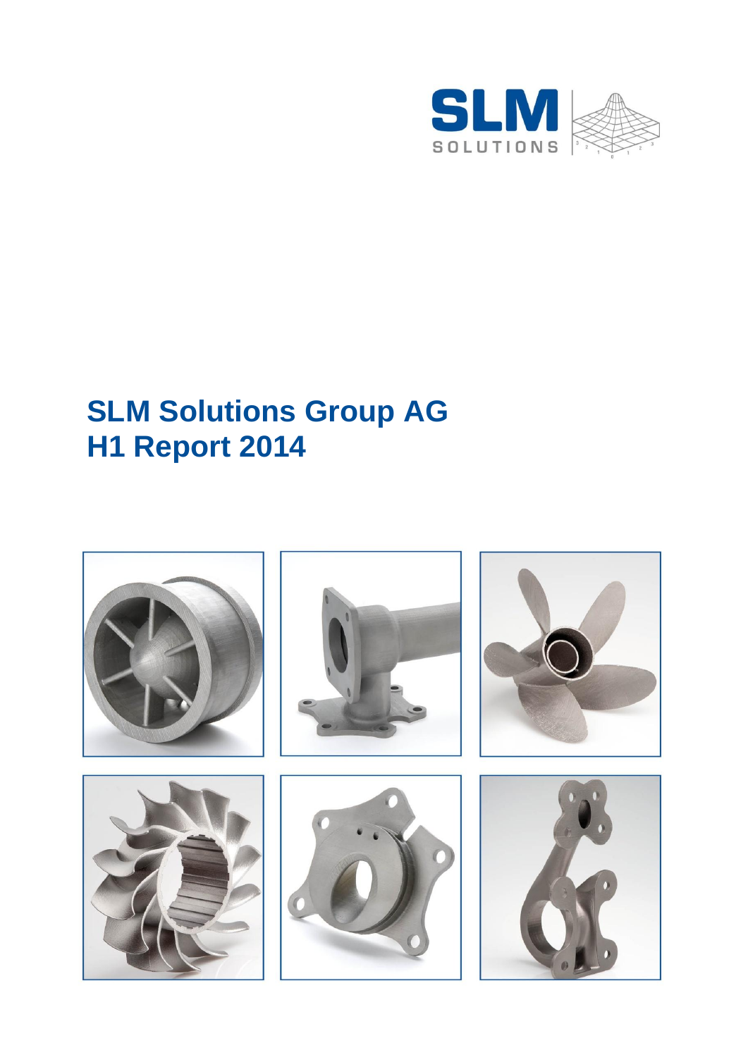# SLM Solutions Group AG
# H1 Report 2014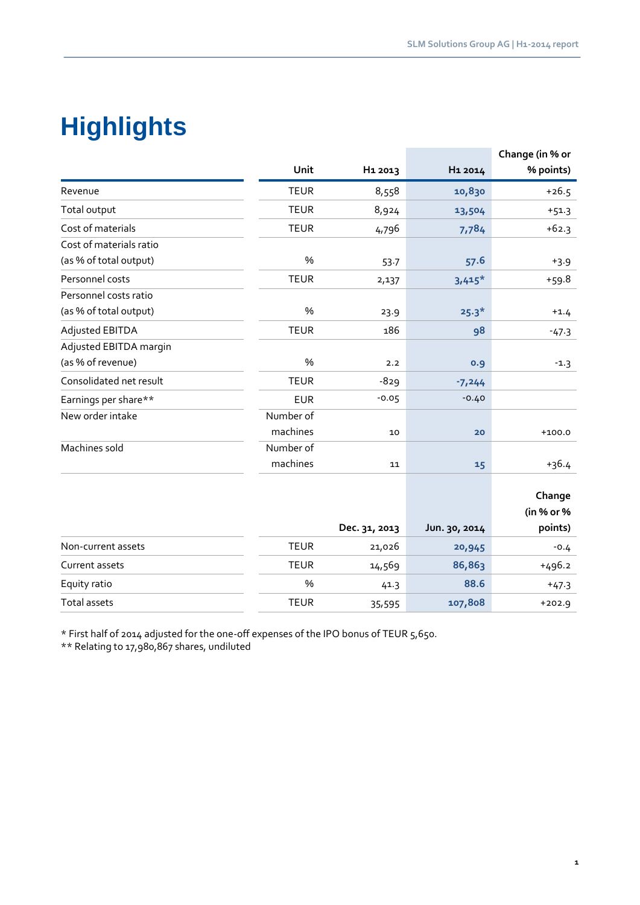# Highlights

| | Unit | H1 2013 | H1 2014 | Change (in % or % points) |
|---|---|---|---|---|
| Revenue | TEUR | 8,558 | **10,830** | +26.5 |
| Total output | TEUR | 8,924 | **13,504** | +51.3 |
| Cost of materials | TEUR | 4,796 | **7,784** | +62.3 |
| Cost of materials ratio (as % of total output) | % | 53.7 | **57.6** | +3.9 |
| Personnel costs | TEUR | 2,137 | **3,415*** | +59.8 |
| Personnel costs ratio (as % of total output) | % | 23.9 | **25.3*** | +1.4 |
| Adjusted EBITDA | TEUR | 186 | **98** | -47.3 |
| Adjusted EBITDA margin (as % of revenue) | % | 2.2 | **0.9** | -1.3 |
| Consolidated net result | TEUR | -829 | **-7,244** | |
| Earnings per share** | EUR | -0.05 | -0.40 | |
| New order intake | Number of machines | 10 | **20** | +100.0 |
| Machines sold | Number of machines | 11 | **15** | +36.4 |

| | | Dec. 31, 2013 | Jun. 30, 2014 | Change (in % or % points) |
|---|---|---|---|---|
| Non-current assets | TEUR | 21,026 | **20,945** | -0.4 |
| Current assets | TEUR | 14,569 | **86,863** | +496.2 |
| Equity ratio | % | 41.3 | **88.6** | +47.3 |
| Total assets | TEUR | 35,595 | **107,808** | +202.9 |

\* First half of 2014 adjusted for the one-off expenses of the IPO bonus of TEUR 5,650.
** Relating to 17,980,867 shares, undiluted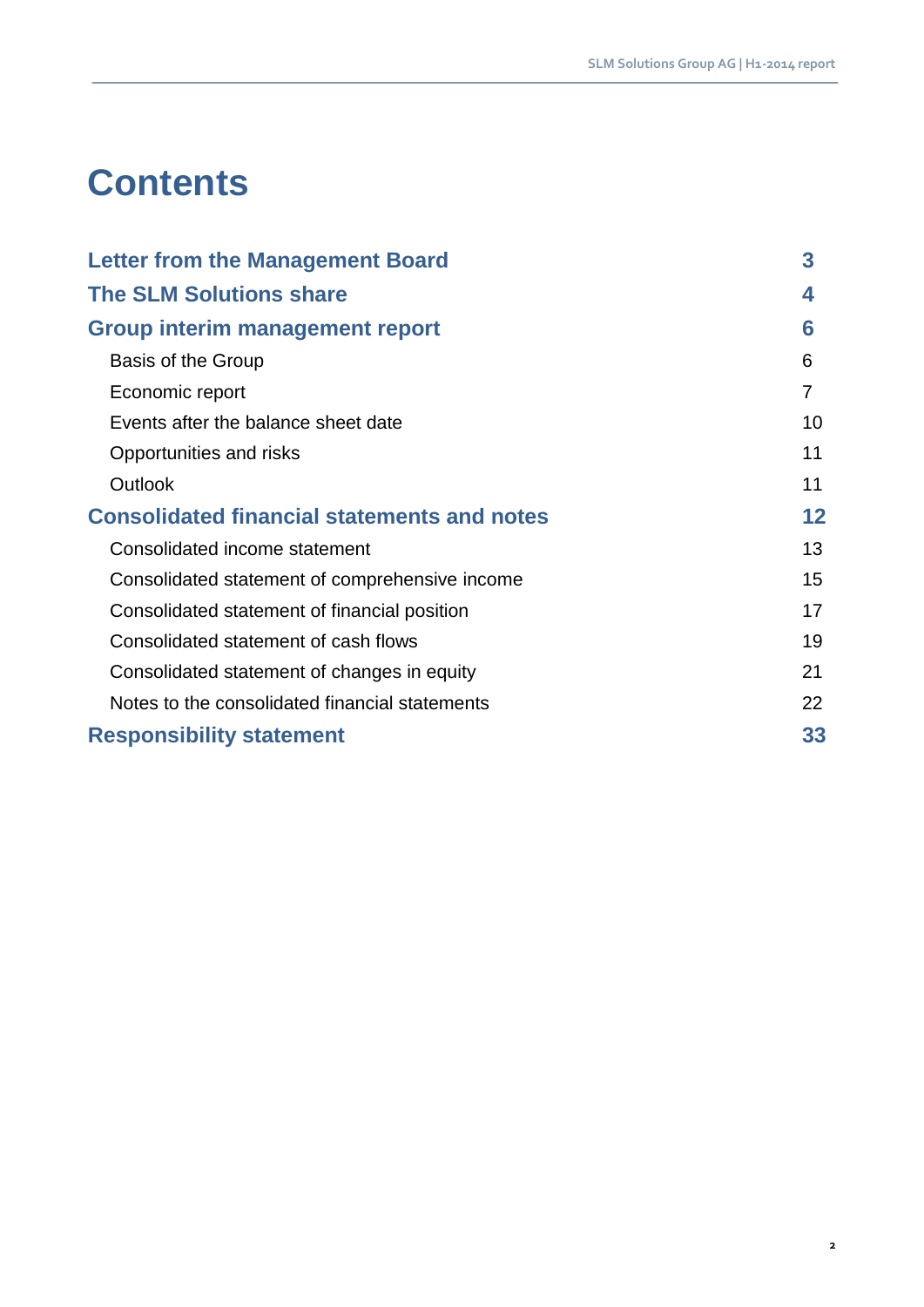# Contents

| | |
|---|---|
| **Letter from the Management Board** | **3** |
| **The SLM Solutions share** | **4** |
| **Group interim management report** | **6** |
| Basis of the Group | 6 |
| Economic report | 7 |
| Events after the balance sheet date | 10 |
| Opportunities and risks | 11 |
| Outlook | 11 |
| **Consolidated financial statements and notes** | **12** |
| Consolidated income statement | 13 |
| Consolidated statement of comprehensive income | 15 |
| Consolidated statement of financial position | 17 |
| Consolidated statement of cash flows | 19 |
| Consolidated statement of changes in equity | 21 |
| Notes to the consolidated financial statements | 22 |
| **Responsibility statement** | **33** |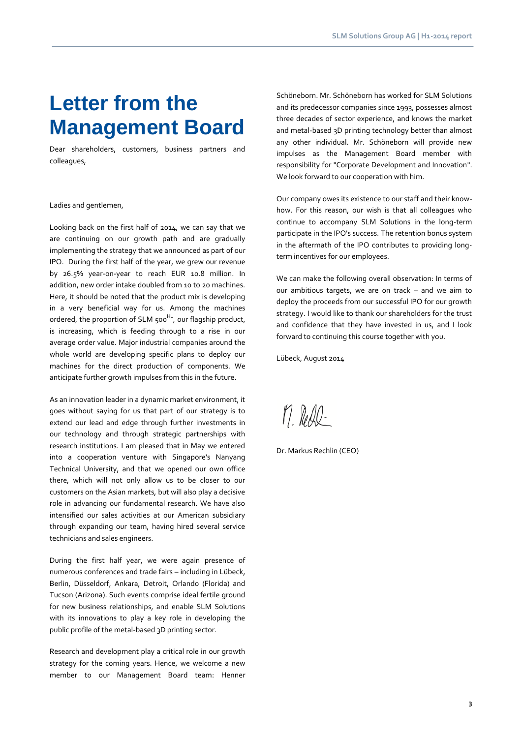# Letter from the Management Board

Dear shareholders, customers, business partners and colleagues,

Ladies and gentlemen,

Looking back on the first half of 2014, we can say that we are continuing on our growth path and are gradually implementing the strategy that we announced as part of our IPO. During the first half of the year, we grew our revenue by 26.5% year-on-year to reach EUR 10.8 million. In addition, new order intake doubled from 10 to 20 machines. Here, it should be noted that the product mix is developing in a very beneficial way for us. Among the machines ordered, the proportion of SLM 500$^{HL}$, our flagship product, is increasing, which is feeding through to a rise in our average order value. Major industrial companies around the whole world are developing specific plans to deploy our machines for the direct production of components. We anticipate further growth impulses from this in the future.

As an innovation leader in a dynamic market environment, it goes without saying for us that part of our strategy is to extend our lead and edge through further investments in our technology and through strategic partnerships with research institutions. I am pleased that in May we entered into a cooperation venture with Singapore's Nanyang Technical University, and that we opened our own office there, which will not only allow us to be closer to our customers on the Asian markets, but will also play a decisive role in advancing our fundamental research. We have also intensified our sales activities at our American subsidiary through expanding our team, having hired several service technicians and sales engineers.

During the first half year, we were again presence of numerous conferences and trade fairs – including in Lübeck, Berlin, Düsseldorf, Ankara, Detroit, Orlando (Florida) and Tucson (Arizona). Such events comprise ideal fertile ground for new business relationships, and enable SLM Solutions with its innovations to play a key role in developing the public profile of the metal-based 3D printing sector.

Research and development play a critical role in our growth strategy for the coming years. Hence, we welcome a new member to our Management Board team: Henner Schöneborn. Mr. Schöneborn has worked for SLM Solutions and its predecessor companies since 1993, possesses almost three decades of sector experience, and knows the market and metal-based 3D printing technology better than almost any other individual. Mr. Schöneborn will provide new impulses as the Management Board member with responsibility for "Corporate Development and Innovation". We look forward to our cooperation with him.

Our company owes its existence to our staff and their know-how. For this reason, our wish is that all colleagues who continue to accompany SLM Solutions in the long-term participate in the IPO's success. The retention bonus system in the aftermath of the IPO contributes to providing long-term incentives for our employees.

We can make the following overall observation: In terms of our ambitious targets, we are on track – and we aim to deploy the proceeds from our successful IPO for our growth strategy. I would like to thank our shareholders for the trust and confidence that they have invested in us, and I look forward to continuing this course together with you.

Lübeck, August 2014

Dr. Markus Rechlin (CEO)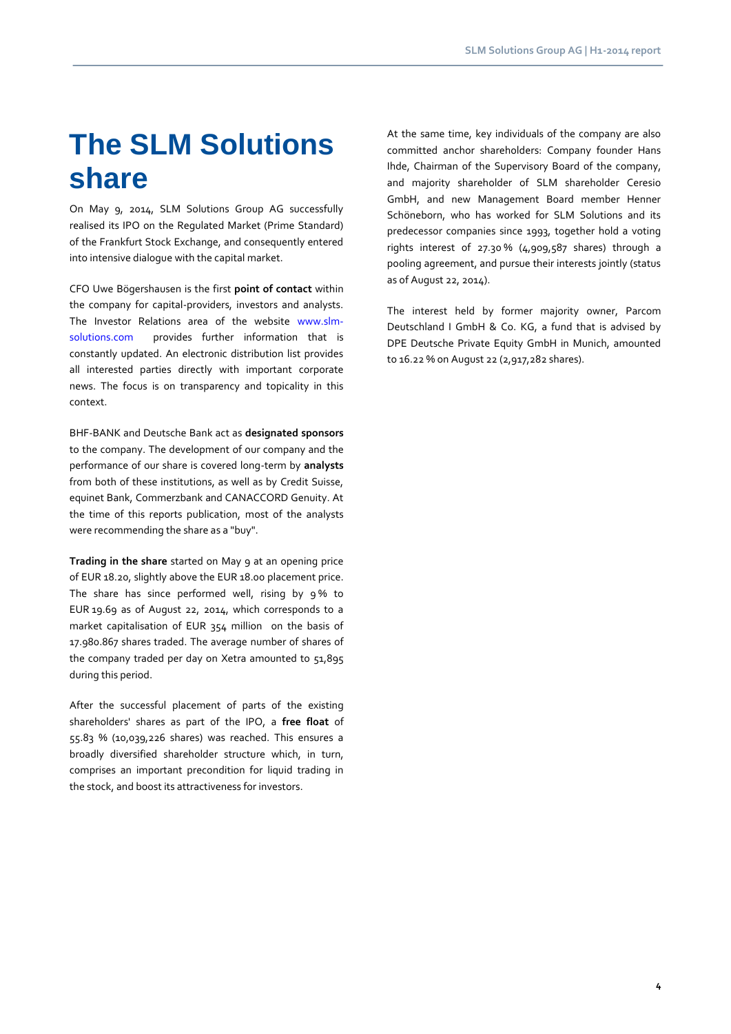# The SLM Solutions share

On May 9, 2014, SLM Solutions Group AG successfully realised its IPO on the Regulated Market (Prime Standard) of the Frankfurt Stock Exchange, and consequently entered into intensive dialogue with the capital market.

CFO Uwe Bögershausen is the first **point of contact** within the company for capital-providers, investors and analysts. The Investor Relations area of the website www.slm-solutions.com provides further information that is constantly updated. An electronic distribution list provides all interested parties directly with important corporate news. The focus is on transparency and topicality in this context.

BHF-BANK and Deutsche Bank act as **designated sponsors** to the company. The development of our company and the performance of our share is covered long-term by **analysts** from both of these institutions, as well as by Credit Suisse, equinet Bank, Commerzbank and CANACCORD Genuity. At the time of this reports publication, most of the analysts were recommending the share as a "buy".

**Trading in the share** started on May 9 at an opening price of EUR 18.20, slightly above the EUR 18.00 placement price. The share has since performed well, rising by 9 % to EUR 19.69 as of August 22, 2014, which corresponds to a market capitalisation of EUR 354 million on the basis of 17.980.867 shares traded. The average number of shares of the company traded per day on Xetra amounted to 51,895 during this period.

After the successful placement of parts of the existing shareholders' shares as part of the IPO, a **free float** of 55.83 % (10,039,226 shares) was reached. This ensures a broadly diversified shareholder structure which, in turn, comprises an important precondition for liquid trading in the stock, and boost its attractiveness for investors.

At the same time, key individuals of the company are also committed anchor shareholders: Company founder Hans Ihde, Chairman of the Supervisory Board of the company, and majority shareholder of SLM shareholder Ceresio GmbH, and new Management Board member Henner Schöneborn, who has worked for SLM Solutions and its predecessor companies since 1993, together hold a voting rights interest of 27.30 % (4,909,587 shares) through a pooling agreement, and pursue their interests jointly (status as of August 22, 2014).

The interest held by former majority owner, Parcom Deutschland I GmbH & Co. KG, a fund that is advised by DPE Deutsche Private Equity GmbH in Munich, amounted to 16.22 % on August 22 (2,917,282 shares).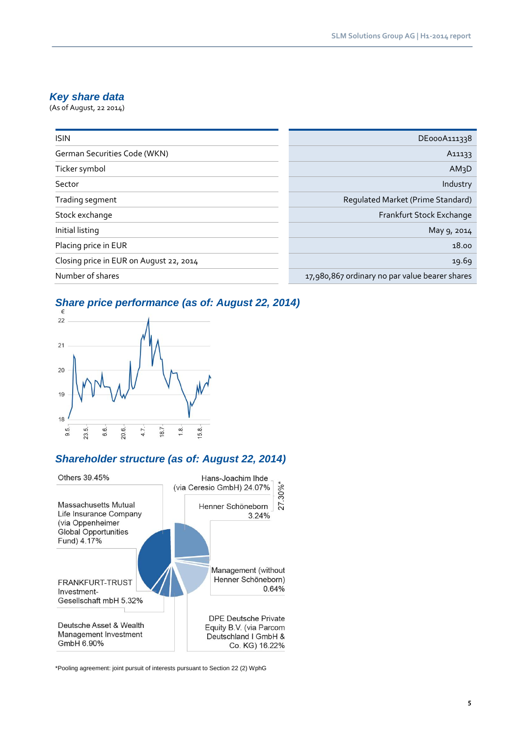## Key share data

(As of August, 22 2014)

| | |
|---|---|
| ISIN | DE000A111338 |
| German Securities Code (WKN) | A11133 |
| Ticker symbol | AM3D |
| Sector | Industry |
| Trading segment | Regulated Market (Prime Standard) |
| Stock exchange | Frankfurt Stock Exchange |
| Initial listing | May 9, 2014 |
| Placing price in EUR | 18.00 |
| Closing price in EUR on August 22, 2014 | 19.69 |
| Number of shares | 17,980,867 ordinary no par value bearer shares |

## Share price performance (as of: August 22, 2014)

€

22

21

20

19

18

9.5. 23.5. 6.6. 20.6. 4.7. 18.7. 1.8. 15.8.

## Shareholder structure (as of: August 22, 2014)

Others 39.45%

Hans-Joachim Ihde (via Ceresio GmbH) 24.07%

Henner Schöneborn 3.24%

27.30%*

Massachusetts Mutual Life Insurance Company (via Oppenheimer Global Opportunities Fund) 4.17%

Management (without Henner Schöneborn) 0.64%

FRANKFURT-TRUST Investment-Gesellschaft mbH 5.32%

DPE Deutsche Private Equity B.V. (via Parcom Deutschland I GmbH & Co. KG) 16.22%

Deutsche Asset & Wealth Management Investment GmbH 6.90%

*Pooling agreement: joint pursuit of interests pursuant to Section 22 (2) WphG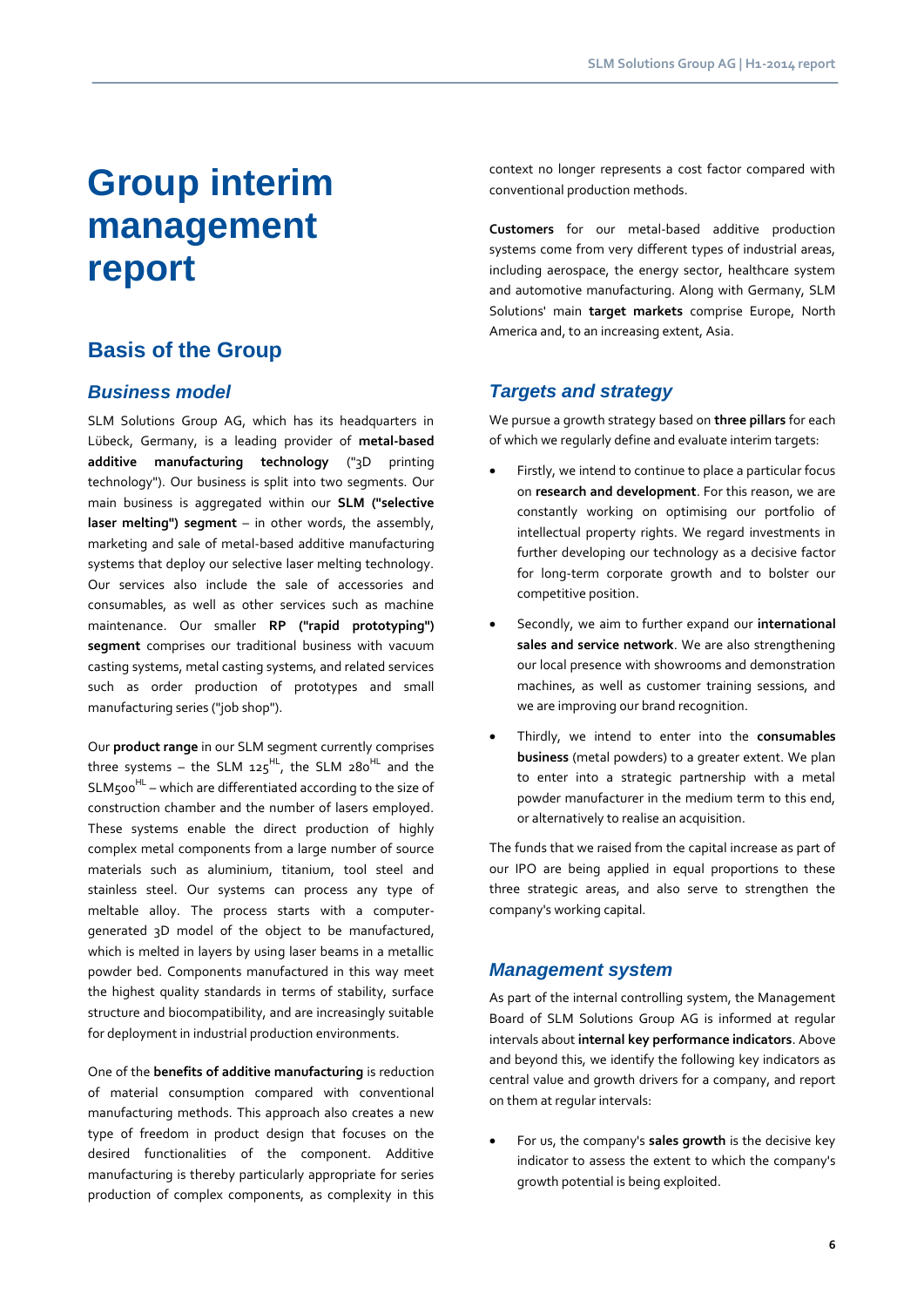# Group interim management report

## Basis of the Group

### Business model

SLM Solutions Group AG, which has its headquarters in Lübeck, Germany, is a leading provider of **metal-based additive manufacturing technology** ("3D printing technology"). Our business is split into two segments. Our main business is aggregated within our **SLM ("selective laser melting") segment** – in other words, the assembly, marketing and sale of metal-based additive manufacturing systems that deploy our selective laser melting technology. Our services also include the sale of accessories and consumables, as well as other services such as machine maintenance. Our smaller **RP ("rapid prototyping") segment** comprises our traditional business with vacuum casting systems, metal casting systems, and related services such as order production of prototypes and small manufacturing series ("job shop").

Our **product range** in our SLM segment currently comprises three systems – the SLM 125[HL], the SLM 280[HL] and the SLM500[HL] – which are differentiated according to the size of construction chamber and the number of lasers employed. These systems enable the direct production of highly complex metal components from a large number of source materials such as aluminium, titanium, tool steel and stainless steel. Our systems can process any type of meltable alloy. The process starts with a computer-generated 3D model of the object to be manufactured, which is melted in layers by using laser beams in a metallic powder bed. Components manufactured in this way meet the highest quality standards in terms of stability, surface structure and biocompatibility, and are increasingly suitable for deployment in industrial production environments.

One of the **benefits of additive manufacturing** is reduction of material consumption compared with conventional manufacturing methods. This approach also creates a new type of freedom in product design that focuses on the desired functionalities of the component. Additive manufacturing is thereby particularly appropriate for series production of complex components, as complexity in this context no longer represents a cost factor compared with conventional production methods.

**Customers** for our metal-based additive production systems come from very different types of industrial areas, including aerospace, the energy sector, healthcare system and automotive manufacturing. Along with Germany, SLM Solutions' main **target markets** comprise Europe, North America and, to an increasing extent, Asia.

### Targets and strategy

We pursue a growth strategy based on **three pillars** for each of which we regularly define and evaluate interim targets:

- Firstly, we intend to continue to place a particular focus on **research and development**. For this reason, we are constantly working on optimising our portfolio of intellectual property rights. We regard investments in further developing our technology as a decisive factor for long-term corporate growth and to bolster our competitive position.
- Secondly, we aim to further expand our **international sales and service network**. We are also strengthening our local presence with showrooms and demonstration machines, as well as customer training sessions, and we are improving our brand recognition.
- Thirdly, we intend to enter into the **consumables business** (metal powders) to a greater extent. We plan to enter into a strategic partnership with a metal powder manufacturer in the medium term to this end, or alternatively to realise an acquisition.

The funds that we raised from the capital increase as part of our IPO are being applied in equal proportions to these three strategic areas, and also serve to strengthen the company's working capital.

### Management system

As part of the internal controlling system, the Management Board of SLM Solutions Group AG is informed at regular intervals about **internal key performance indicators**. Above and beyond this, we identify the following key indicators as central value and growth drivers for a company, and report on them at regular intervals:

- For us, the company's **sales growth** is the decisive key indicator to assess the extent to which the company's growth potential is being exploited.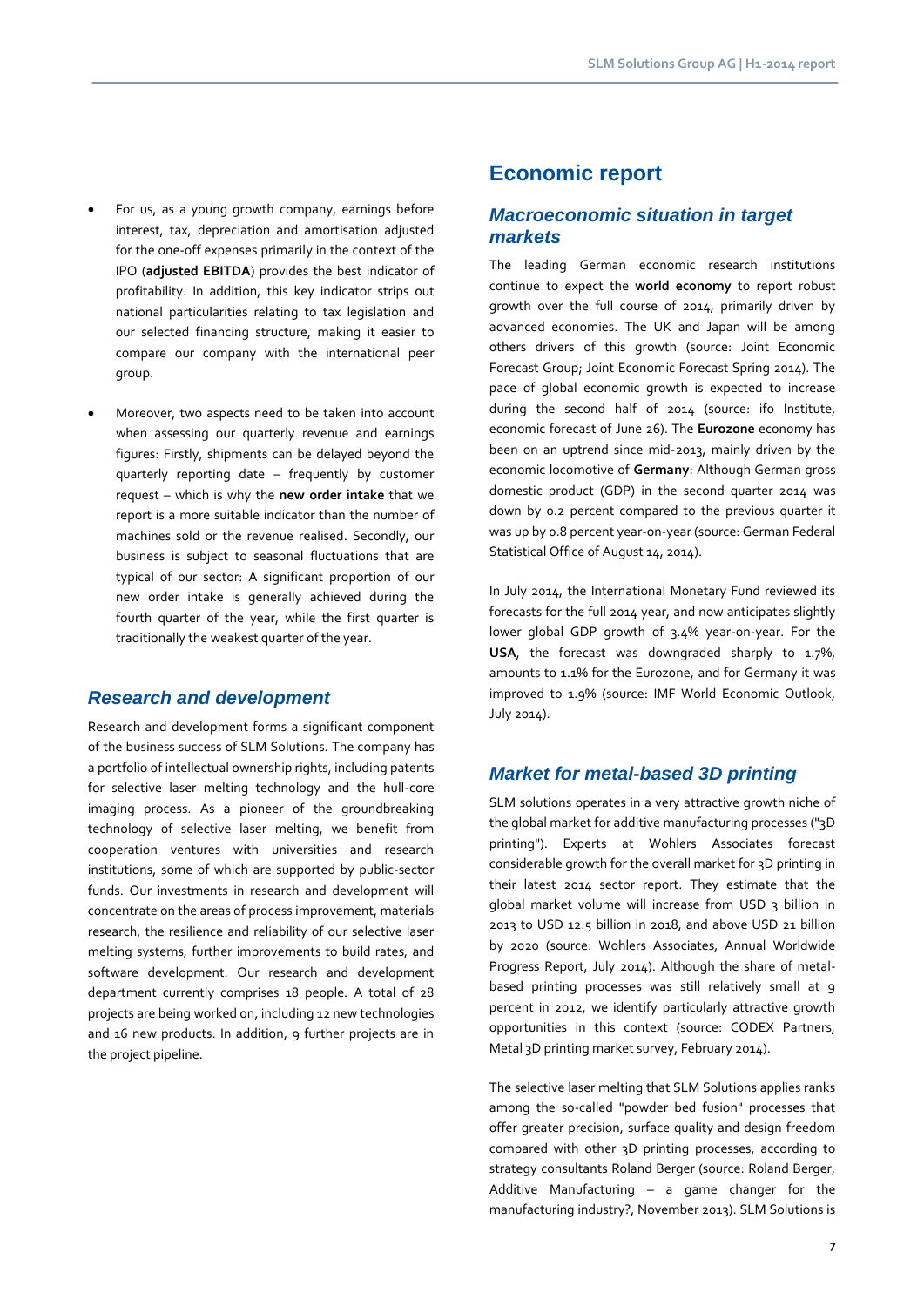- For us, as a young growth company, earnings before interest, tax, depreciation and amortisation adjusted for the one-off expenses primarily in the context of the IPO (**adjusted EBITDA**) provides the best indicator of profitability. In addition, this key indicator strips out national particularities relating to tax legislation and our selected financing structure, making it easier to compare our company with the international peer group.
- Moreover, two aspects need to be taken into account when assessing our quarterly revenue and earnings figures: Firstly, shipments can be delayed beyond the quarterly reporting date – frequently by customer request – which is why the **new order intake** that we report is a more suitable indicator than the number of machines sold or the revenue realised. Secondly, our business is subject to seasonal fluctuations that are typical of our sector: A significant proportion of our new order intake is generally achieved during the fourth quarter of the year, while the first quarter is traditionally the weakest quarter of the year.

## *Research and development*

Research and development forms a significant component of the business success of SLM Solutions. The company has a portfolio of intellectual ownership rights, including patents for selective laser melting technology and the hull-core imaging process. As a pioneer of the groundbreaking technology of selective laser melting, we benefit from cooperation ventures with universities and research institutions, some of which are supported by public-sector funds. Our investments in research and development will concentrate on the areas of process improvement, materials research, the resilience and reliability of our selective laser melting systems, further improvements to build rates, and software development. Our research and development department currently comprises 18 people. A total of 28 projects are being worked on, including 12 new technologies and 16 new products. In addition, 9 further projects are in the project pipeline.

# Economic report

## *Macroeconomic situation in target markets*

The leading German economic research institutions continue to expect the **world economy** to report robust growth over the full course of 2014, primarily driven by advanced economies. The UK and Japan will be among others drivers of this growth (source: Joint Economic Forecast Group; Joint Economic Forecast Spring 2014). The pace of global economic growth is expected to increase during the second half of 2014 (source: ifo Institute, economic forecast of June 26). The **Eurozone** economy has been on an uptrend since mid-2013, mainly driven by the economic locomotive of **Germany**: Although German gross domestic product (GDP) in the second quarter 2014 was down by 0.2 percent compared to the previous quarter it was up by 0.8 percent year-on-year (source: German Federal Statistical Office of August 14, 2014).

In July 2014, the International Monetary Fund reviewed its forecasts for the full 2014 year, and now anticipates slightly lower global GDP growth of 3.4% year-on-year. For the **USA**, the forecast was downgraded sharply to 1.7%, amounts to 1.1% for the Eurozone, and for Germany it was improved to 1.9% (source: IMF World Economic Outlook, July 2014).

## *Market for metal-based 3D printing*

SLM solutions operates in a very attractive growth niche of the global market for additive manufacturing processes ("3D printing"). Experts at Wohlers Associates forecast considerable growth for the overall market for 3D printing in their latest 2014 sector report. They estimate that the global market volume will increase from USD 3 billion in 2013 to USD 12.5 billion in 2018, and above USD 21 billion by 2020 (source: Wohlers Associates, Annual Worldwide Progress Report, July 2014). Although the share of metal-based printing processes was still relatively small at 9 percent in 2012, we identify particularly attractive growth opportunities in this context (source: CODEX Partners, Metal 3D printing market survey, February 2014).

The selective laser melting that SLM Solutions applies ranks among the so-called "powder bed fusion" processes that offer greater precision, surface quality and design freedom compared with other 3D printing processes, according to strategy consultants Roland Berger (source: Roland Berger, Additive Manufacturing – a game changer for the manufacturing industry?, November 2013). SLM Solutions is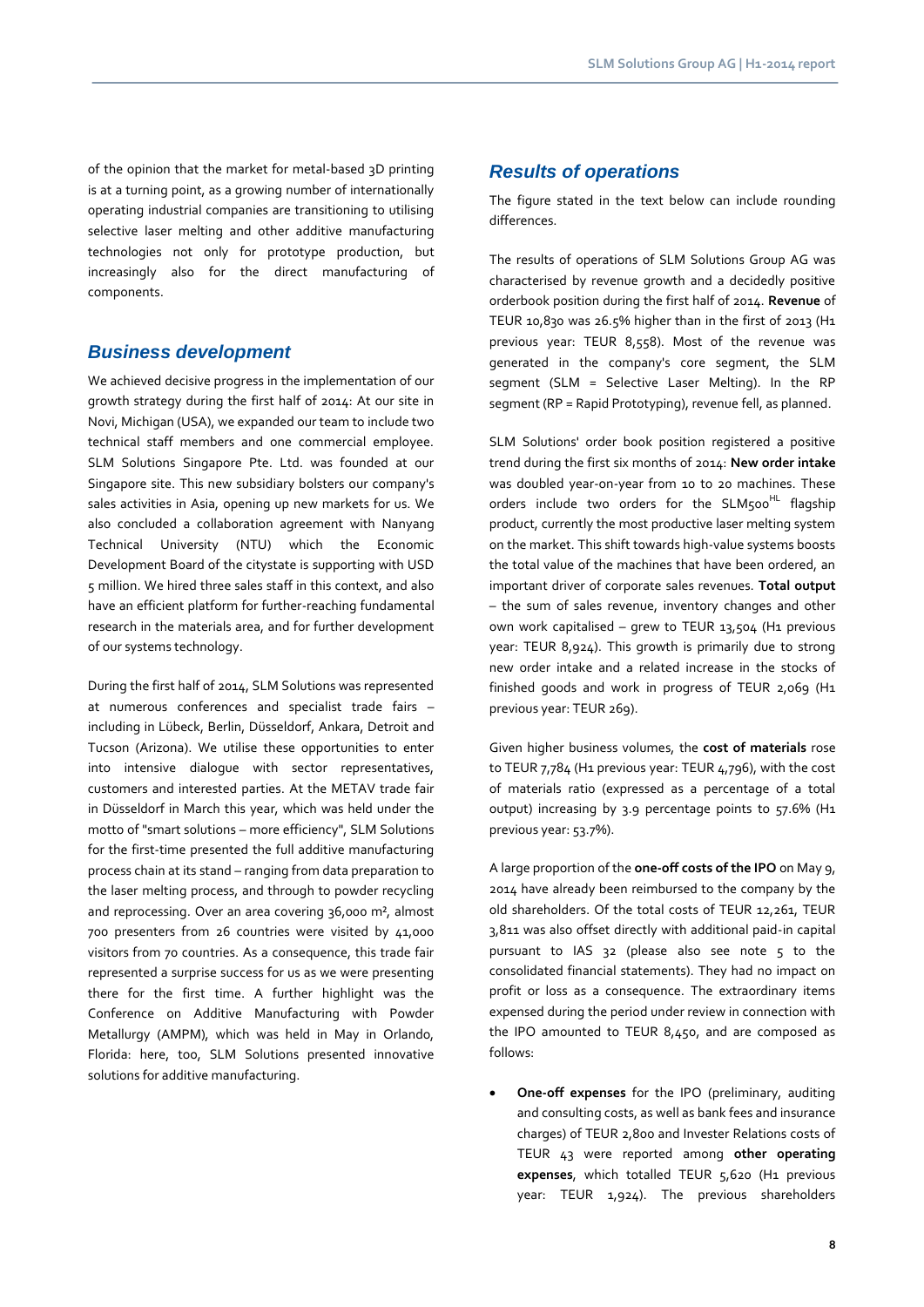of the opinion that the market for metal-based 3D printing is at a turning point, as a growing number of internationally operating industrial companies are transitioning to utilising selective laser melting and other additive manufacturing technologies not only for prototype production, but increasingly also for the direct manufacturing of components.

## *Business development*

We achieved decisive progress in the implementation of our growth strategy during the first half of 2014: At our site in Novi, Michigan (USA), we expanded our team to include two technical staff members and one commercial employee. SLM Solutions Singapore Pte. Ltd. was founded at our Singapore site. This new subsidiary bolsters our company's sales activities in Asia, opening up new markets for us. We also concluded a collaboration agreement with Nanyang Technical University (NTU) which the Economic Development Board of the citystate is supporting with USD 5 million. We hired three sales staff in this context, and also have an efficient platform for further-reaching fundamental research in the materials area, and for further development of our systems technology.

During the first half of 2014, SLM Solutions was represented at numerous conferences and specialist trade fairs – including in Lübeck, Berlin, Düsseldorf, Ankara, Detroit and Tucson (Arizona). We utilise these opportunities to enter into intensive dialogue with sector representatives, customers and interested parties. At the METAV trade fair in Düsseldorf in March this year, which was held under the motto of "smart solutions – more efficiency", SLM Solutions for the first-time presented the full additive manufacturing process chain at its stand – ranging from data preparation to the laser melting process, and through to powder recycling and reprocessing. Over an area covering 36,000 m², almost 700 presenters from 26 countries were visited by 41,000 visitors from 70 countries. As a consequence, this trade fair represented a surprise success for us as we were presenting there for the first time. A further highlight was the Conference on Additive Manufacturing with Powder Metallurgy (AMPM), which was held in May in Orlando, Florida: here, too, SLM Solutions presented innovative solutions for additive manufacturing.

## *Results of operations*

The figure stated in the text below can include rounding differences.

The results of operations of SLM Solutions Group AG was characterised by revenue growth and a decidedly positive orderbook position during the first half of 2014. **Revenue** of TEUR 10,830 was 26.5% higher than in the first of 2013 (H1 previous year: TEUR 8,558). Most of the revenue was generated in the company's core segment, the SLM segment (SLM = Selective Laser Melting). In the RP segment (RP = Rapid Prototyping), revenue fell, as planned.

SLM Solutions' order book position registered a positive trend during the first six months of 2014: **New order intake** was doubled year-on-year from 10 to 20 machines. These orders include two orders for the SLM500$^{HL}$ flagship product, currently the most productive laser melting system on the market. This shift towards high-value systems boosts the total value of the machines that have been ordered, an important driver of corporate sales revenues. **Total output** – the sum of sales revenue, inventory changes and other own work capitalised – grew to TEUR 13,504 (H1 previous year: TEUR 8,924). This growth is primarily due to strong new order intake and a related increase in the stocks of finished goods and work in progress of TEUR 2,069 (H1 previous year: TEUR 269).

Given higher business volumes, the **cost of materials** rose to TEUR 7,784 (H1 previous year: TEUR 4,796), with the cost of materials ratio (expressed as a percentage of a total output) increasing by 3.9 percentage points to 57.6% (H1 previous year: 53.7%).

A large proportion of the **one-off costs of the IPO** on May 9, 2014 have already been reimbursed to the company by the old shareholders. Of the total costs of TEUR 12,261, TEUR 3,811 was also offset directly with additional paid-in capital pursuant to IAS 32 (please also see note 5 to the consolidated financial statements). They had no impact on profit or loss as a consequence. The extraordinary items expensed during the period under review in connection with the IPO amounted to TEUR 8,450, and are composed as follows:

- **One-off expenses** for the IPO (preliminary, auditing and consulting costs, as well as bank fees and insurance charges) of TEUR 2,800 and Invester Relations costs of TEUR 43 were reported among **other operating expenses**, which totalled TEUR 5,620 (H1 previous year: TEUR 1,924). The previous shareholders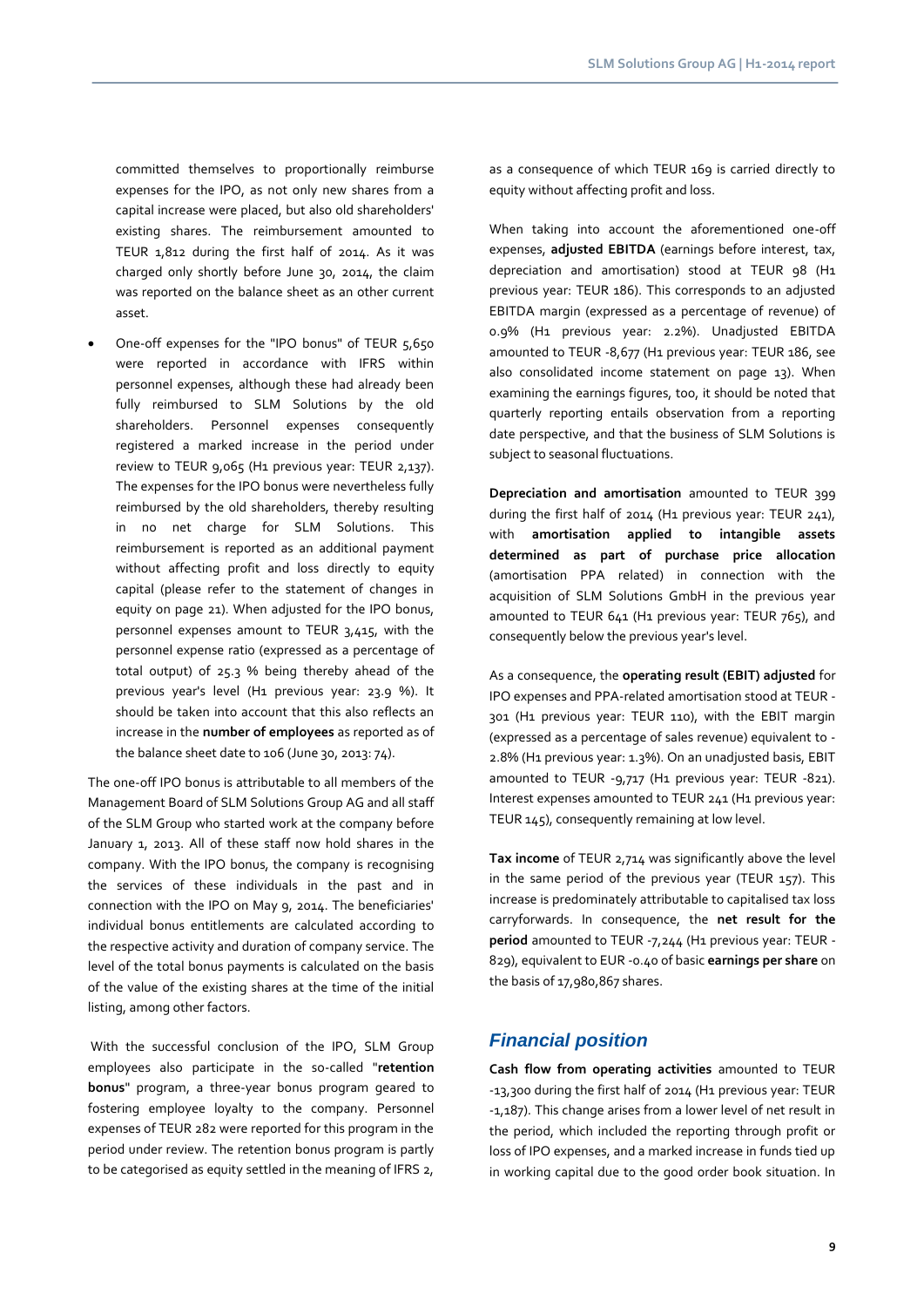committed themselves to proportionally reimburse expenses for the IPO, as not only new shares from a capital increase were placed, but also old shareholders' existing shares. The reimbursement amounted to TEUR 1,812 during the first half of 2014. As it was charged only shortly before June 30, 2014, the claim was reported on the balance sheet as an other current asset.

- One-off expenses for the "IPO bonus" of TEUR 5,650 were reported in accordance with IFRS within personnel expenses, although these had already been fully reimbursed to SLM Solutions by the old shareholders. Personnel expenses consequently registered a marked increase in the period under review to TEUR 9,065 (H1 previous year: TEUR 2,137). The expenses for the IPO bonus were nevertheless fully reimbursed by the old shareholders, thereby resulting in no net charge for SLM Solutions. This reimbursement is reported as an additional payment without affecting profit and loss directly to equity capital (please refer to the statement of changes in equity on page 21). When adjusted for the IPO bonus, personnel expenses amount to TEUR 3,415, with the personnel expense ratio (expressed as a percentage of total output) of 25.3 % being thereby ahead of the previous year's level (H1 previous year: 23.9 %). It should be taken into account that this also reflects an increase in the **number of employees** as reported as of the balance sheet date to 106 (June 30, 2013: 74).

The one-off IPO bonus is attributable to all members of the Management Board of SLM Solutions Group AG and all staff of the SLM Group who started work at the company before January 1, 2013. All of these staff now hold shares in the company. With the IPO bonus, the company is recognising the services of these individuals in the past and in connection with the IPO on May 9, 2014. The beneficiaries' individual bonus entitlements are calculated according to the respective activity and duration of company service. The level of the total bonus payments is calculated on the basis of the value of the existing shares at the time of the initial listing, among other factors.

With the successful conclusion of the IPO, SLM Group employees also participate in the so-called "**retention bonus**" program, a three-year bonus program geared to fostering employee loyalty to the company. Personnel expenses of TEUR 282 were reported for this program in the period under review. The retention bonus program is partly to be categorised as equity settled in the meaning of IFRS 2, as a consequence of which TEUR 169 is carried directly to equity without affecting profit and loss.

When taking into account the aforementioned one-off expenses, **adjusted EBITDA** (earnings before interest, tax, depreciation and amortisation) stood at TEUR 98 (H1 previous year: TEUR 186). This corresponds to an adjusted EBITDA margin (expressed as a percentage of revenue) of 0.9% (H1 previous year: 2.2%). Unadjusted EBITDA amounted to TEUR -8,677 (H1 previous year: TEUR 186, see also consolidated income statement on page 13). When examining the earnings figures, too, it should be noted that quarterly reporting entails observation from a reporting date perspective, and that the business of SLM Solutions is subject to seasonal fluctuations.

**Depreciation and amortisation** amounted to TEUR 399 during the first half of 2014 (H1 previous year: TEUR 241), with **amortisation applied to intangible assets determined as part of purchase price allocation** (amortisation PPA related) in connection with the acquisition of SLM Solutions GmbH in the previous year amounted to TEUR 641 (H1 previous year: TEUR 765), and consequently below the previous year's level.

As a consequence, the **operating result (EBIT) adjusted** for IPO expenses and PPA-related amortisation stood at TEUR -301 (H1 previous year: TEUR 110), with the EBIT margin (expressed as a percentage of sales revenue) equivalent to -2.8% (H1 previous year: 1.3%). On an unadjusted basis, EBIT amounted to TEUR -9,717 (H1 previous year: TEUR -821). Interest expenses amounted to TEUR 241 (H1 previous year: TEUR 145), consequently remaining at low level.

**Tax income** of TEUR 2,714 was significantly above the level in the same period of the previous year (TEUR 157). This increase is predominately attributable to capitalised tax loss carryforwards. In consequence, the **net result for the period** amounted to TEUR -7,244 (H1 previous year: TEUR -829), equivalent to EUR -0.40 of basic **earnings per share** on the basis of 17,980,867 shares.

## Financial position

**Cash flow from operating activities** amounted to TEUR -13,300 during the first half of 2014 (H1 previous year: TEUR -1,187). This change arises from a lower level of net result in the period, which included the reporting through profit or loss of IPO expenses, and a marked increase in funds tied up in working capital due to the good order book situation. In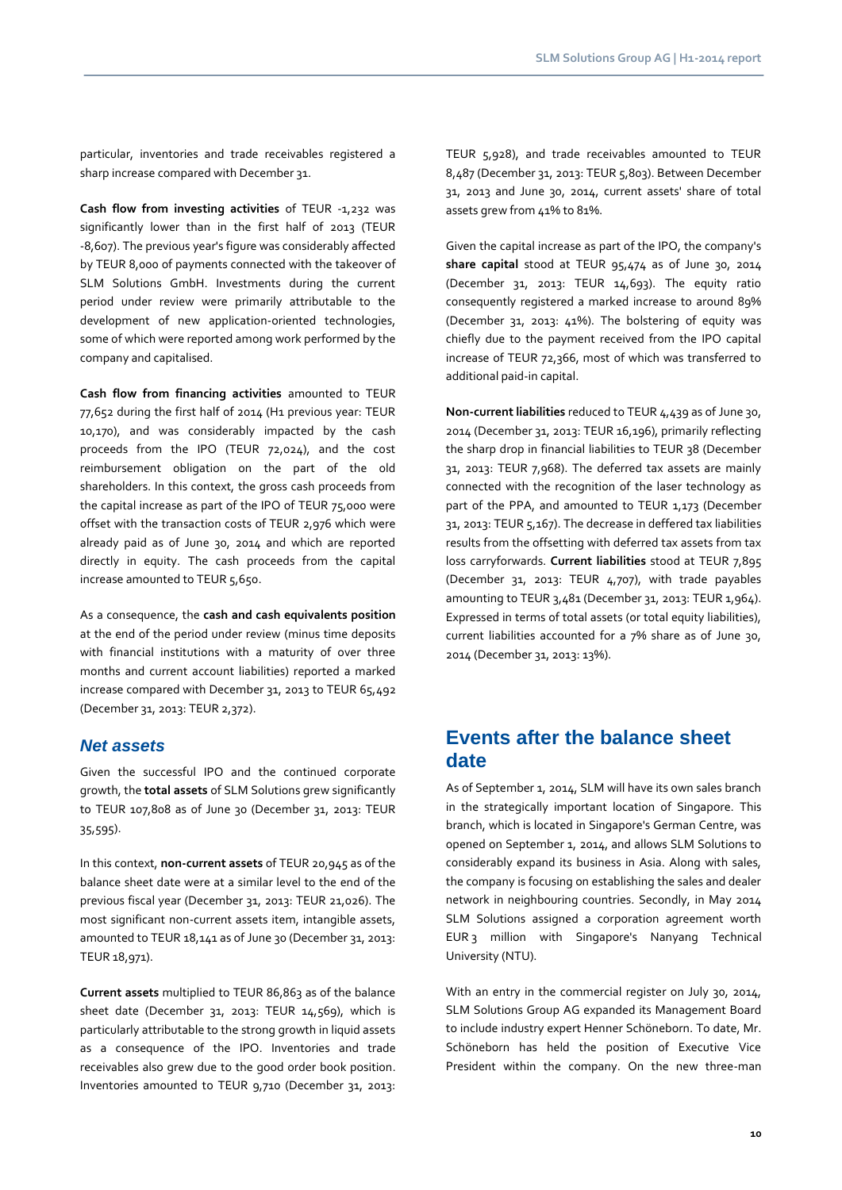particular, inventories and trade receivables registered a sharp increase compared with December 31.

**Cash flow from investing activities** of TEUR -1,232 was significantly lower than in the first half of 2013 (TEUR -8,607). The previous year's figure was considerably affected by TEUR 8,000 of payments connected with the takeover of SLM Solutions GmbH. Investments during the current period under review were primarily attributable to the development of new application-oriented technologies, some of which were reported among work performed by the company and capitalised.

**Cash flow from financing activities** amounted to TEUR 77,652 during the first half of 2014 (H1 previous year: TEUR 10,170), and was considerably impacted by the cash proceeds from the IPO (TEUR 72,024), and the cost reimbursement obligation on the part of the old shareholders. In this context, the gross cash proceeds from the capital increase as part of the IPO of TEUR 75,000 were offset with the transaction costs of TEUR 2,976 which were already paid as of June 30, 2014 and which are reported directly in equity. The cash proceeds from the capital increase amounted to TEUR 5,650.

As a consequence, the **cash and cash equivalents position** at the end of the period under review (minus time deposits with financial institutions with a maturity of over three months and current account liabilities) reported a marked increase compared with December 31, 2013 to TEUR 65,492 (December 31, 2013: TEUR 2,372).

### *Net assets*

Given the successful IPO and the continued corporate growth, the **total assets** of SLM Solutions grew significantly to TEUR 107,808 as of June 30 (December 31, 2013: TEUR 35,595).

In this context, **non-current assets** of TEUR 20,945 as of the balance sheet date were at a similar level to the end of the previous fiscal year (December 31, 2013: TEUR 21,026). The most significant non-current assets item, intangible assets, amounted to TEUR 18,141 as of June 30 (December 31, 2013: TEUR 18,971).

**Current assets** multiplied to TEUR 86,863 as of the balance sheet date (December 31, 2013: TEUR 14,569), which is particularly attributable to the strong growth in liquid assets as a consequence of the IPO. Inventories and trade receivables also grew due to the good order book position. Inventories amounted to TEUR 9,710 (December 31, 2013: TEUR 5,928), and trade receivables amounted to TEUR 8,487 (December 31, 2013: TEUR 5,803). Between December 31, 2013 and June 30, 2014, current assets' share of total assets grew from 41% to 81%.

Given the capital increase as part of the IPO, the company's **share capital** stood at TEUR 95,474 as of June 30, 2014 (December 31, 2013: TEUR 14,693). The equity ratio consequently registered a marked increase to around 89% (December 31, 2013: 41%). The bolstering of equity was chiefly due to the payment received from the IPO capital increase of TEUR 72,366, most of which was transferred to additional paid-in capital.

**Non-current liabilities** reduced to TEUR 4,439 as of June 30, 2014 (December 31, 2013: TEUR 16,196), primarily reflecting the sharp drop in financial liabilities to TEUR 38 (December 31, 2013: TEUR 7,968). The deferred tax assets are mainly connected with the recognition of the laser technology as part of the PPA, and amounted to TEUR 1,173 (December 31, 2013: TEUR 5,167). The decrease in deffered tax liabilities results from the offsetting with deferred tax assets from tax loss carryforwards. **Current liabilities** stood at TEUR 7,895 (December 31, 2013: TEUR 4,707), with trade payables amounting to TEUR 3,481 (December 31, 2013: TEUR 1,964). Expressed in terms of total assets (or total equity liabilities), current liabilities accounted for a 7% share as of June 30, 2014 (December 31, 2013: 13%).

## Events after the balance sheet date

As of September 1, 2014, SLM will have its own sales branch in the strategically important location of Singapore. This branch, which is located in Singapore's German Centre, was opened on September 1, 2014, and allows SLM Solutions to considerably expand its business in Asia. Along with sales, the company is focusing on establishing the sales and dealer network in neighbouring countries. Secondly, in May 2014 SLM Solutions assigned a corporation agreement worth EUR 3 million with Singapore's Nanyang Technical University (NTU).

With an entry in the commercial register on July 30, 2014, SLM Solutions Group AG expanded its Management Board to include industry expert Henner Schöneborn. To date, Mr. Schöneborn has held the position of Executive Vice President within the company. On the new three-man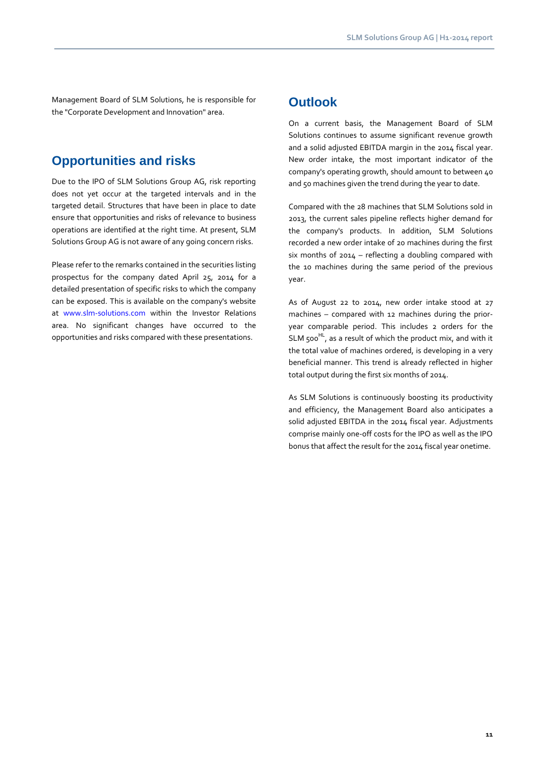Management Board of SLM Solutions, he is responsible for the "Corporate Development and Innovation" area.

## Opportunities and risks

Due to the IPO of SLM Solutions Group AG, risk reporting does not yet occur at the targeted intervals and in the targeted detail. Structures that have been in place to date ensure that opportunities and risks of relevance to business operations are identified at the right time. At present, SLM Solutions Group AG is not aware of any going concern risks.

Please refer to the remarks contained in the securities listing prospectus for the company dated April 25, 2014 for a detailed presentation of specific risks to which the company can be exposed. This is available on the company's website at www.slm-solutions.com within the Investor Relations area. No significant changes have occurred to the opportunities and risks compared with these presentations.

## Outlook

On a current basis, the Management Board of SLM Solutions continues to assume significant revenue growth and a solid adjusted EBITDA margin in the 2014 fiscal year. New order intake, the most important indicator of the company's operating growth, should amount to between 40 and 50 machines given the trend during the year to date.

Compared with the 28 machines that SLM Solutions sold in 2013, the current sales pipeline reflects higher demand for the company's products. In addition, SLM Solutions recorded a new order intake of 20 machines during the first six months of 2014 – reflecting a doubling compared with the 10 machines during the same period of the previous year.

As of August 22 to 2014, new order intake stood at 27 machines – compared with 12 machines during the prior-year comparable period. This includes 2 orders for the SLM 500$^{HL}$, as a result of which the product mix, and with it the total value of machines ordered, is developing in a very beneficial manner. This trend is already reflected in higher total output during the first six months of 2014.

As SLM Solutions is continuously boosting its productivity and efficiency, the Management Board also anticipates a solid adjusted EBITDA in the 2014 fiscal year. Adjustments comprise mainly one-off costs for the IPO as well as the IPO bonus that affect the result for the 2014 fiscal year onetime.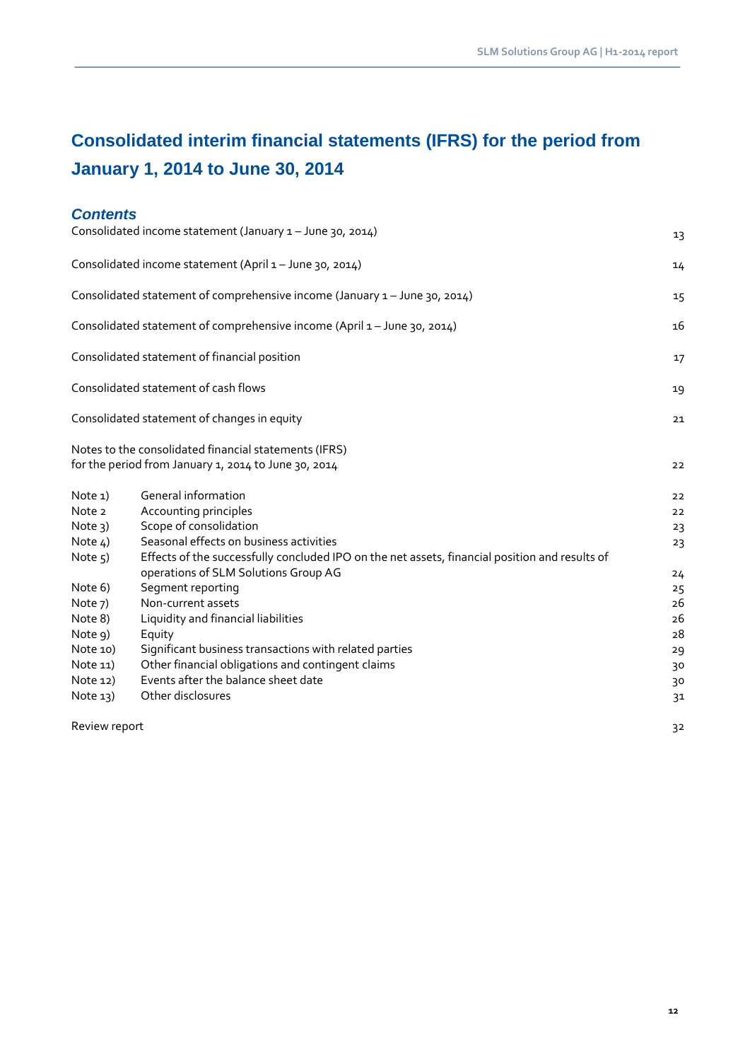# Consolidated interim financial statements (IFRS) for the period from January 1, 2014 to June 30, 2014

## *Contents*

| | | |
|---|---|---|
| Consolidated income statement (January 1 – June 30, 2014) | | 13 |
| Consolidated income statement (April 1 – June 30, 2014) | | 14 |
| Consolidated statement of comprehensive income (January 1 – June 30, 2014) | | 15 |
| Consolidated statement of comprehensive income (April 1 – June 30, 2014) | | 16 |
| Consolidated statement of financial position | | 17 |
| Consolidated statement of cash flows | | 19 |
| Consolidated statement of changes in equity | | 21 |
| Notes to the consolidated financial statements (IFRS) for the period from January 1, 2014 to June 30, 2014 | | 22 |
| Note 1) | General information | 22 |
| Note 2 | Accounting principles | 22 |
| Note 3) | Scope of consolidation | 23 |
| Note 4) | Seasonal effects on business activities | 23 |
| Note 5) | Effects of the successfully concluded IPO on the net assets, financial position and results of operations of SLM Solutions Group AG | 24 |
| Note 6) | Segment reporting | 25 |
| Note 7) | Non-current assets | 26 |
| Note 8) | Liquidity and financial liabilities | 26 |
| Note 9) | Equity | 28 |
| Note 10) | Significant business transactions with related parties | 29 |
| Note 11) | Other financial obligations and contingent claims | 30 |
| Note 12) | Events after the balance sheet date | 30 |
| Note 13) | Other disclosures | 31 |
| Review report | | 32 |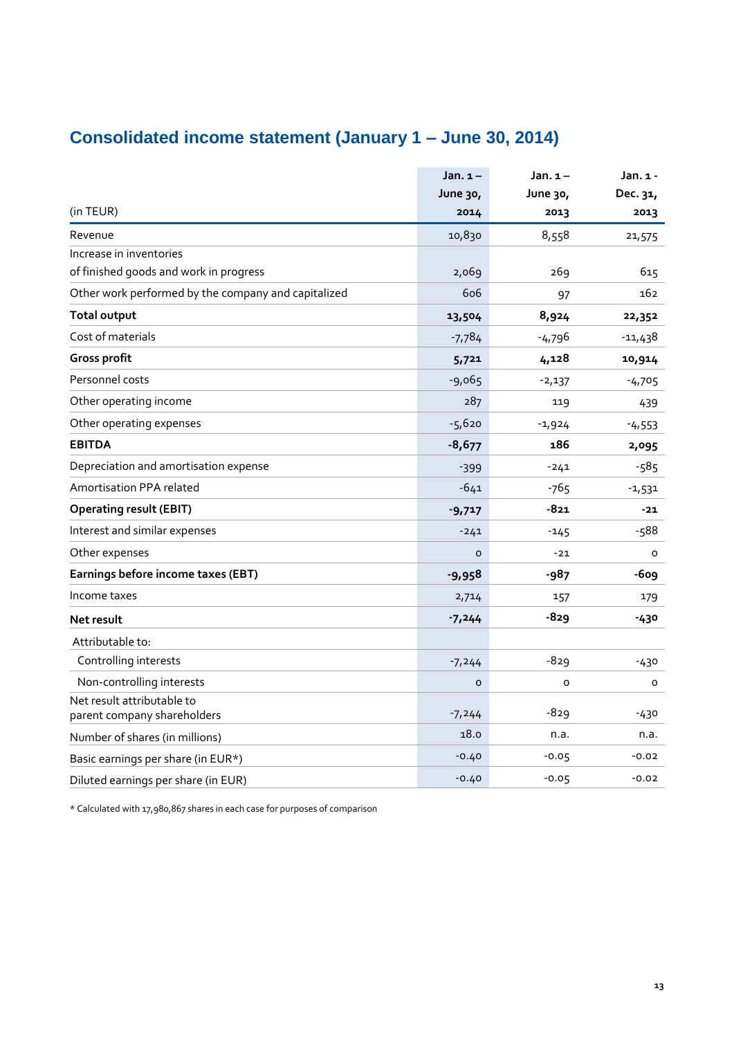## Consolidated income statement (January 1 – June 30, 2014)

| (in TEUR) | Jan. 1 – June 30, 2014 | Jan. 1 – June 30, 2013 | Jan. 1 - Dec. 31, 2013 |
|---|---|---|---|
| Revenue | 10,830 | 8,558 | 21,575 |
| Increase in inventories of finished goods and work in progress | 2,069 | 269 | 615 |
| Other work performed by the company and capitalized | 606 | 97 | 162 |
| **Total output** | **13,504** | **8,924** | **22,352** |
| Cost of materials | -7,784 | -4,796 | -11,438 |
| **Gross profit** | **5,721** | **4,128** | **10,914** |
| Personnel costs | -9,065 | -2,137 | -4,705 |
| Other operating income | 287 | 119 | 439 |
| Other operating expenses | -5,620 | -1,924 | -4,553 |
| **EBITDA** | **-8,677** | **186** | **2,095** |
| Depreciation and amortisation expense | -399 | -241 | -585 |
| Amortisation PPA related | -641 | -765 | -1,531 |
| **Operating result (EBIT)** | **-9,717** | **-821** | **-21** |
| Interest and similar expenses | -241 | -145 | -588 |
| Other expenses | 0 | -21 | 0 |
| **Earnings before income taxes (EBT)** | **-9,958** | **-987** | **-609** |
| Income taxes | 2,714 | 157 | 179 |
| **Net result** | **-7,244** | **-829** | **-430** |
| Attributable to: | | | |
| Controlling interests | -7,244 | -829 | -430 |
| Non-controlling interests | 0 | 0 | 0 |
| Net result attributable to parent company shareholders | -7,244 | -829 | -430 |
| Number of shares (in millions) | 18.0 | n.a. | n.a. |
| Basic earnings per share (in EUR*) | -0.40 | -0.05 | -0.02 |
| Diluted earnings per share (in EUR) | -0.40 | -0.05 | -0.02 |

* Calculated with 17,980,867 shares in each case for purposes of comparison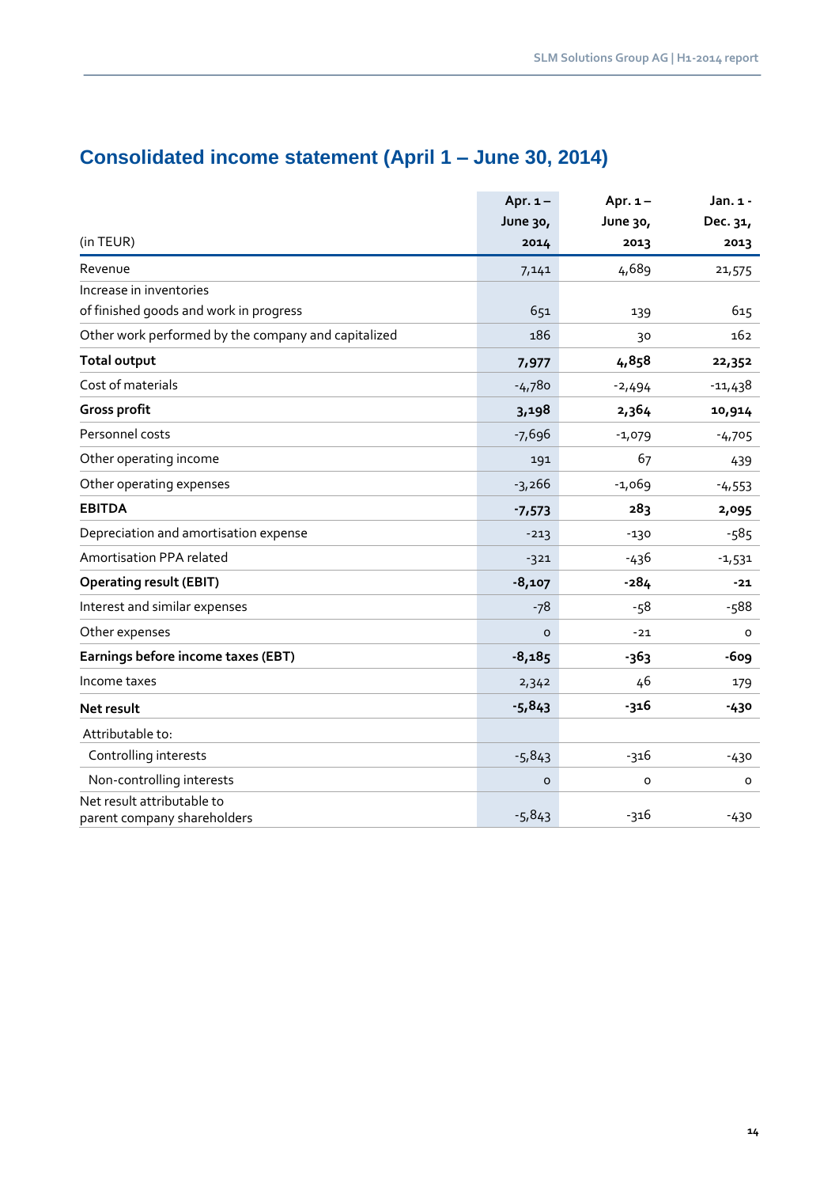## Consolidated income statement (April 1 – June 30, 2014)

| (in TEUR) | Apr. 1 – June 30, 2014 | Apr. 1 – June 30, 2013 | Jan. 1 - Dec. 31, 2013 |
|---|---|---|---|
| Revenue | 7,141 | 4,689 | 21,575 |
| Increase in inventories of finished goods and work in progress | 651 | 139 | 615 |
| Other work performed by the company and capitalized | 186 | 30 | 162 |
| **Total output** | **7,977** | **4,858** | **22,352** |
| Cost of materials | -4,780 | -2,494 | -11,438 |
| **Gross profit** | **3,198** | **2,364** | **10,914** |
| Personnel costs | -7,696 | -1,079 | -4,705 |
| Other operating income | 191 | 67 | 439 |
| Other operating expenses | -3,266 | -1,069 | -4,553 |
| **EBITDA** | **-7,573** | **283** | **2,095** |
| Depreciation and amortisation expense | -213 | -130 | -585 |
| Amortisation PPA related | -321 | -436 | -1,531 |
| **Operating result (EBIT)** | **-8,107** | **-284** | **-21** |
| Interest and similar expenses | -78 | -58 | -588 |
| Other expenses | 0 | -21 | 0 |
| **Earnings before income taxes (EBT)** | **-8,185** | **-363** | **-609** |
| Income taxes | 2,342 | 46 | 179 |
| **Net result** | **-5,843** | **-316** | **-430** |
| Attributable to: | | | |
| Controlling interests | -5,843 | -316 | -430 |
| Non-controlling interests | 0 | 0 | 0 |
| Net result attributable to parent company shareholders | -5,843 | -316 | -430 |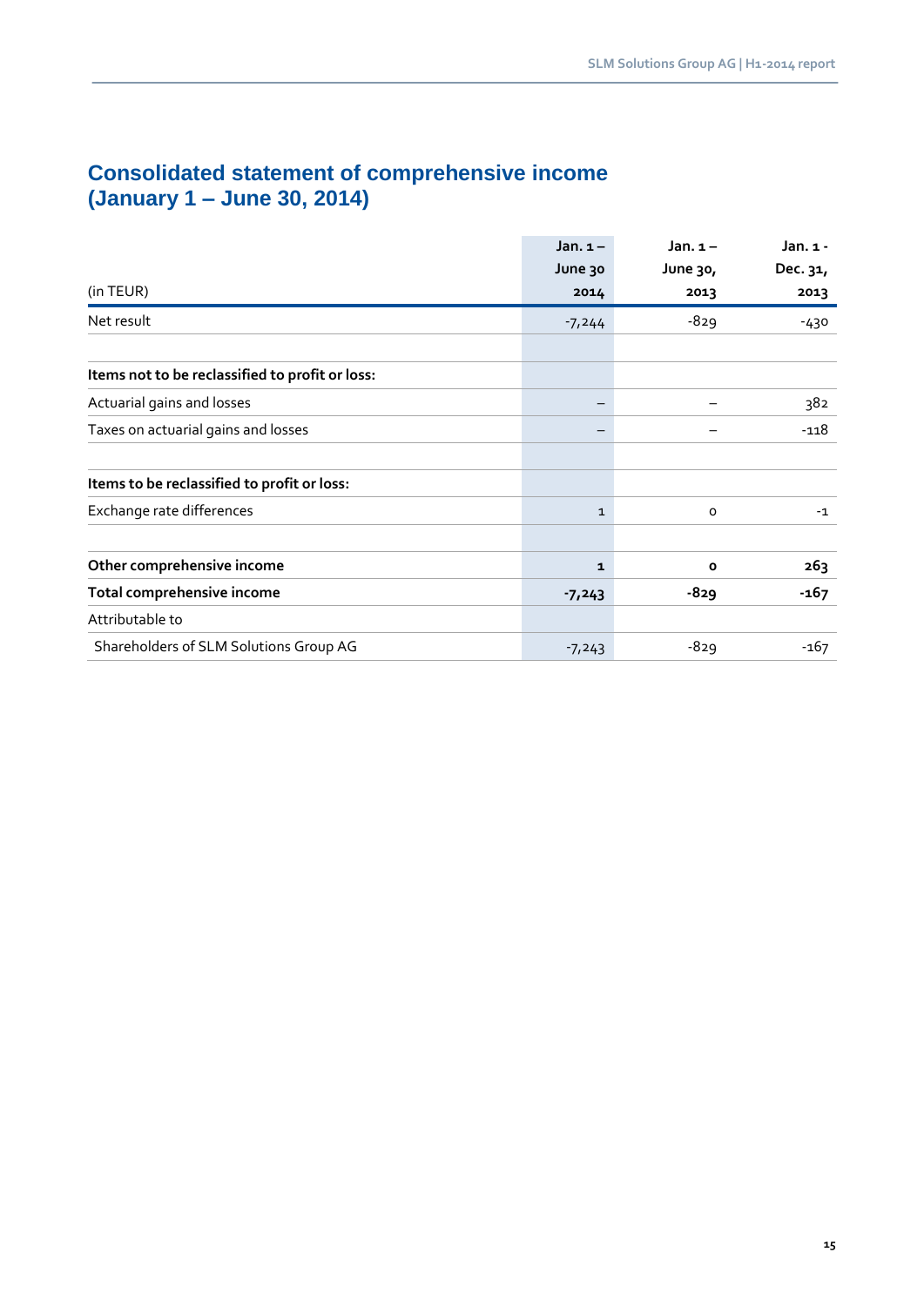# Consolidated statement of comprehensive income (January 1 – June 30, 2014)

| (in TEUR) | Jan. 1 – June 30 2014 | Jan. 1 – June 30, 2013 | Jan. 1 - Dec. 31, 2013 |
|---|---|---|---|
| Net result | -7,244 | -829 | -430 |
| | | | |
| **Items not to be reclassified to profit or loss:** | | | |
| Actuarial gains and losses | – | – | 382 |
| Taxes on actuarial gains and losses | – | – | -118 |
| | | | |
| **Items to be reclassified to profit or loss:** | | | |
| Exchange rate differences | 1 | 0 | -1 |
| | | | |
| **Other comprehensive income** | **1** | **0** | **263** |
| **Total comprehensive income** | **-7,243** | **-829** | **-167** |
| Attributable to | | | |
| Shareholders of SLM Solutions Group AG | -7,243 | -829 | -167 |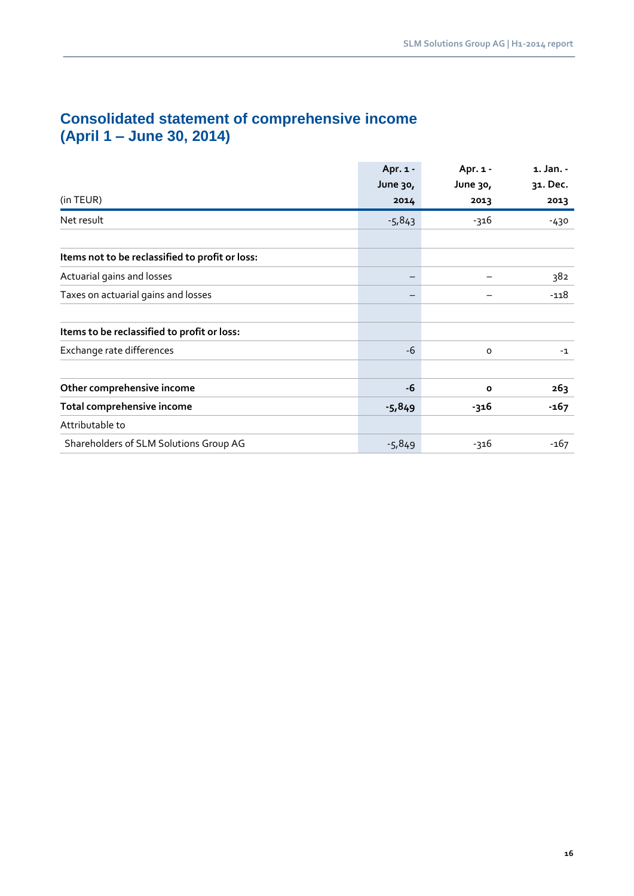# Consolidated statement of comprehensive income (April 1 – June 30, 2014)

| (in TEUR) | Apr. 1 - June 30, 2014 | Apr. 1 - June 30, 2013 | 1. Jan. - 31. Dec. 2013 |
|---|---|---|---|
| Net result | -5,843 | -316 | -430 |
| | | | |
| **Items not to be reclassified to profit or loss:** | | | |
| Actuarial gains and losses | – | – | 382 |
| Taxes on actuarial gains and losses | – | – | -118 |
| | | | |
| **Items to be reclassified to profit or loss:** | | | |
| Exchange rate differences | -6 | 0 | -1 |
| | | | |
| **Other comprehensive income** | **-6** | **0** | **263** |
| **Total comprehensive income** | **-5,849** | **-316** | **-167** |
| Attributable to | | | |
| Shareholders of SLM Solutions Group AG | -5,849 | -316 | -167 |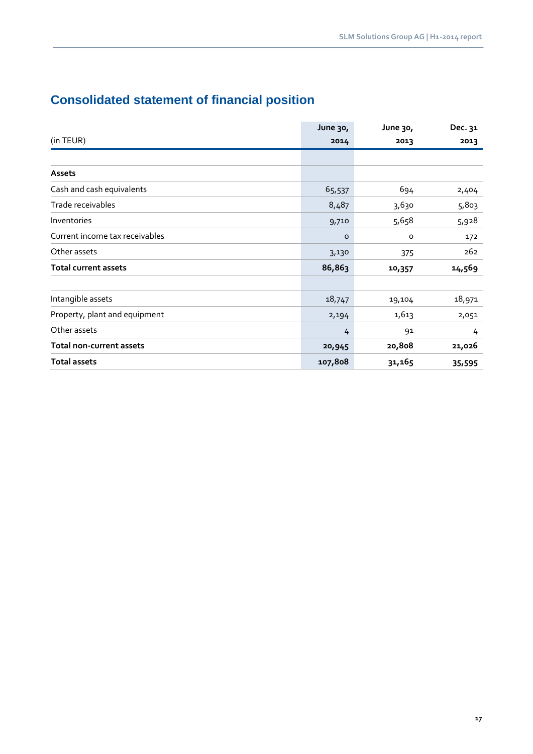## Consolidated statement of financial position

| (in TEUR) | June 30, 2014 | June 30, 2013 | Dec. 31 2013 |
|---|---|---|---|
| | | | |
| **Assets** | | | |
| Cash and cash equivalents | 65,537 | 694 | 2,404 |
| Trade receivables | 8,487 | 3,630 | 5,803 |
| Inventories | 9,710 | 5,658 | 5,928 |
| Current income tax receivables | 0 | 0 | 172 |
| Other assets | 3,130 | 375 | 262 |
| **Total current assets** | **86,863** | **10,357** | **14,569** |
| | | | |
| Intangible assets | 18,747 | 19,104 | 18,971 |
| Property, plant and equipment | 2,194 | 1,613 | 2,051 |
| Other assets | 4 | 91 | 4 |
| **Total non-current assets** | **20,945** | **20,808** | **21,026** |
| **Total assets** | **107,808** | **31,165** | **35,595** |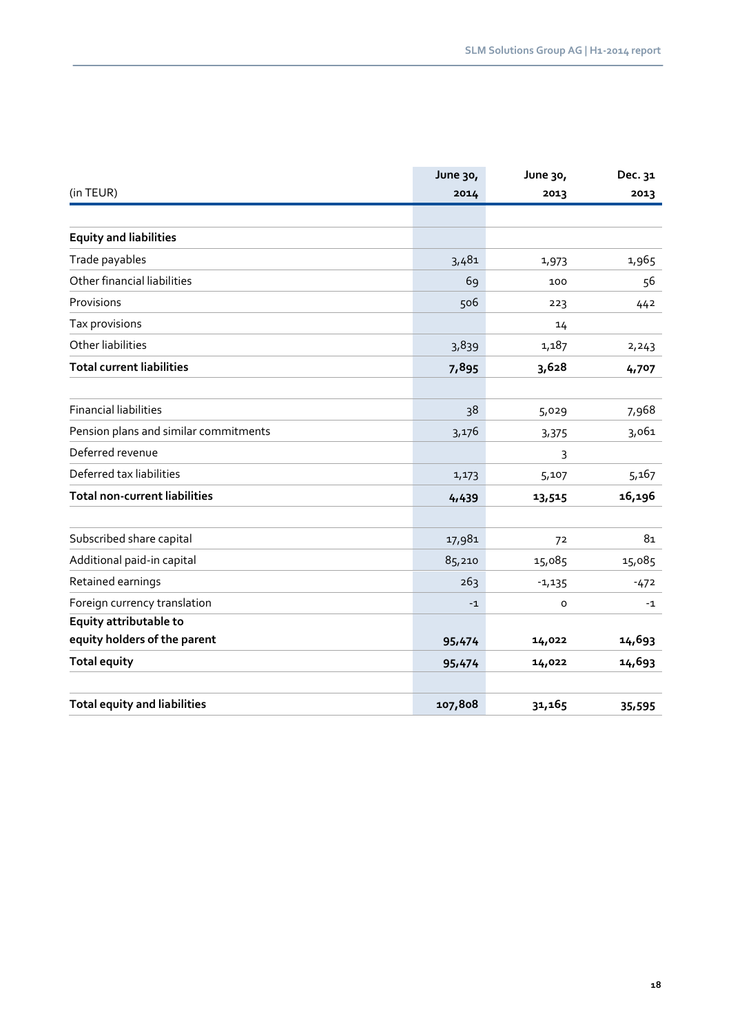| (in TEUR) | June 30, 2014 | June 30, 2013 | Dec. 31 2013 |
| --- | --- | --- | --- |
| **Equity and liabilities** | | | |
| Trade payables | 3,481 | 1,973 | 1,965 |
| Other financial liabilities | 69 | 100 | 56 |
| Provisions | 506 | 223 | 442 |
| Tax provisions | | 14 | |
| Other liabilities | 3,839 | 1,187 | 2,243 |
| **Total current liabilities** | **7,895** | **3,628** | **4,707** |
| | | | |
| Financial liabilities | 38 | 5,029 | 7,968 |
| Pension plans and similar commitments | 3,176 | 3,375 | 3,061 |
| Deferred revenue | | 3 | |
| Deferred tax liabilities | 1,173 | 5,107 | 5,167 |
| **Total non-current liabilities** | **4,439** | **13,515** | **16,196** |
| | | | |
| Subscribed share capital | 17,981 | 72 | 81 |
| Additional paid-in capital | 85,210 | 15,085 | 15,085 |
| Retained earnings | 263 | -1,135 | -472 |
| Foreign currency translation | -1 | 0 | -1 |
| **Equity attributable to equity holders of the parent** | **95,474** | **14,022** | **14,693** |
| **Total equity** | **95,474** | **14,022** | **14,693** |
| | | | |
| **Total equity and liabilities** | **107,808** | **31,165** | **35,595** |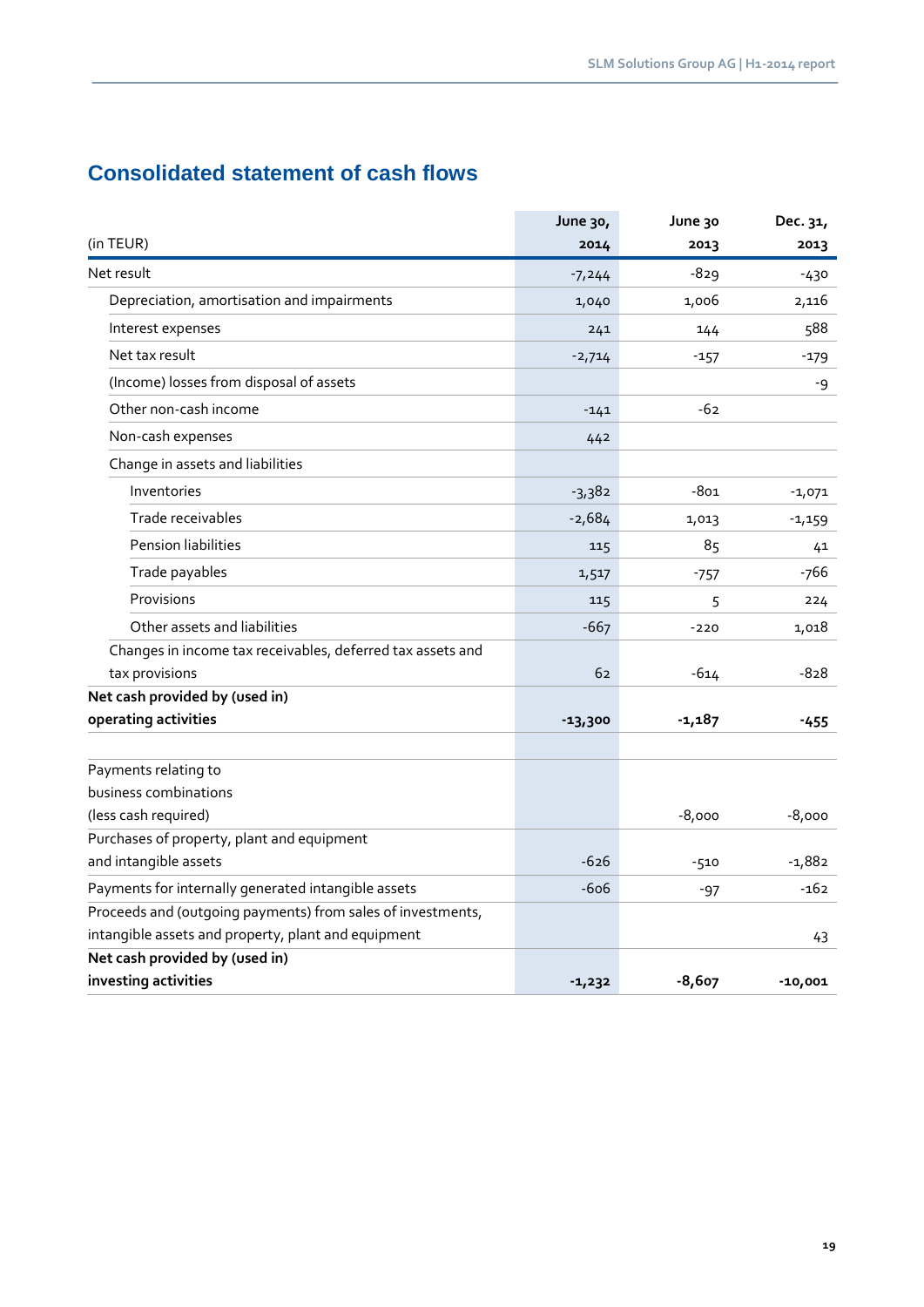## Consolidated statement of cash flows

| (in TEUR) | June 30, 2014 | June 30 2013 | Dec. 31, 2013 |
|---|---|---|---|
| Net result | -7,244 | -829 | -430 |
| Depreciation, amortisation and impairments | 1,040 | 1,006 | 2,116 |
| Interest expenses | 241 | 144 | 588 |
| Net tax result | -2,714 | -157 | -179 |
| (Income) losses from disposal of assets | | | -9 |
| Other non-cash income | -141 | -62 | |
| Non-cash expenses | 442 | | |
| Change in assets and liabilities | | | |
| Inventories | -3,382 | -801 | -1,071 |
| Trade receivables | -2,684 | 1,013 | -1,159 |
| Pension liabilities | 115 | 85 | 41 |
| Trade payables | 1,517 | -757 | -766 |
| Provisions | 115 | 5 | 224 |
| Other assets and liabilities | -667 | -220 | 1,018 |
| Changes in income tax receivables, deferred tax assets and tax provisions | 62 | -614 | -828 |
| **Net cash provided by (used in) operating activities** | **-13,300** | **-1,187** | **-455** |
| | | | |
| Payments relating to business combinations (less cash required) | | -8,000 | -8,000 |
| Purchases of property, plant and equipment and intangible assets | -626 | -510 | -1,882 |
| Payments for internally generated intangible assets | -606 | -97 | -162 |
| Proceeds and (outgoing payments) from sales of investments, intangible assets and property, plant and equipment | | | 43 |
| **Net cash provided by (used in) investing activities** | **-1,232** | **-8,607** | **-10,001** |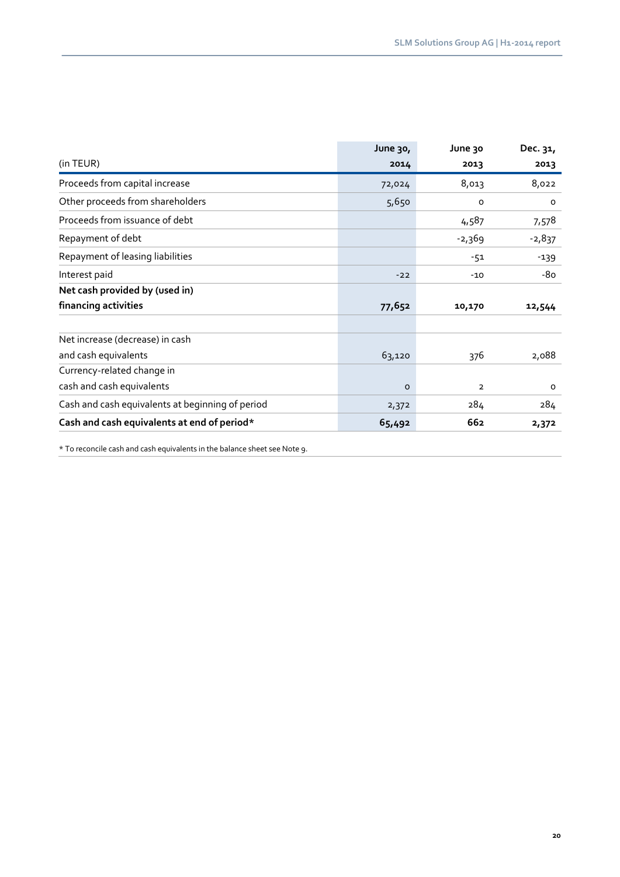| (in TEUR) | June 30, 2014 | June 30 2013 | Dec. 31, 2013 |
|---|---|---|---|
| Proceeds from capital increase | 72,024 | 8,013 | 8,022 |
| Other proceeds from shareholders | 5,650 | 0 | 0 |
| Proceeds from issuance of debt | | 4,587 | 7,578 |
| Repayment of debt | | -2,369 | -2,837 |
| Repayment of leasing liabilities | | -51 | -139 |
| Interest paid | -22 | -10 | -80 |
| **Net cash provided by (used in) financing activities** | **77,652** | **10,170** | **12,544** |
| | | | |
| Net increase (decrease) in cash and cash equivalents | 63,120 | 376 | 2,088 |
| Currency-related change in cash and cash equivalents | 0 | 2 | 0 |
| Cash and cash equivalents at beginning of period | 2,372 | 284 | 284 |
| **Cash and cash equivalents at end of period*** | **65,492** | **662** | **2,372** |

* To reconcile cash and cash equivalents in the balance sheet see Note 9.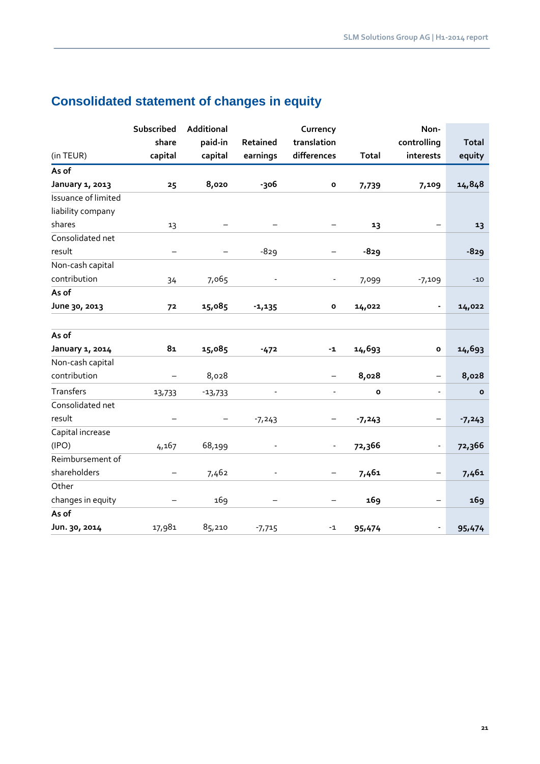# Consolidated statement of changes in equity

| (in TEUR) | Subscribed share capital | Additional paid-in capital | Retained earnings | Currency translation differences | Total | Non-controlling interests | Total equity |
|---|---|---|---|---|---|---|---|
| **As of January 1, 2013** | **25** | **8,020** | **-306** | **0** | **7,739** | **7,109** | **14,848** |
| Issuance of limited liability company shares | 13 | – | – | – | **13** | – | **13** |
| Consolidated net result | – | – | -829 | – | **-829** | | **-829** |
| Non-cash capital contribution | 34 | 7,065 | - | - | 7,099 | -7,109 | -10 |
| **As of June 30, 2013** | **72** | **15,085** | **-1,135** | **0** | **14,022** | **-** | **14,022** |
| | | | | | | | |
| **As of January 1, 2014** | **81** | **15,085** | **-472** | **-1** | **14,693** | **0** | **14,693** |
| Non-cash capital contribution | – | 8,028 | | – | **8,028** | – | **8,028** |
| Transfers | 13,733 | -13,733 | - | - | **0** | - | **0** |
| Consolidated net result | – | – | -7,243 | – | **-7,243** | – | **-7,243** |
| Capital increase (IPO) | 4,167 | 68,199 | - | - | **72,366** | - | **72,366** |
| Reimbursement of shareholders | – | 7,462 | - | – | **7,461** | – | **7,461** |
| Other changes in equity | – | 169 | – | – | **169** | – | **169** |
| **As of Jun. 30, 2014** | 17,981 | 85,210 | -7,715 | -1 | **95,474** | - | **95,474** |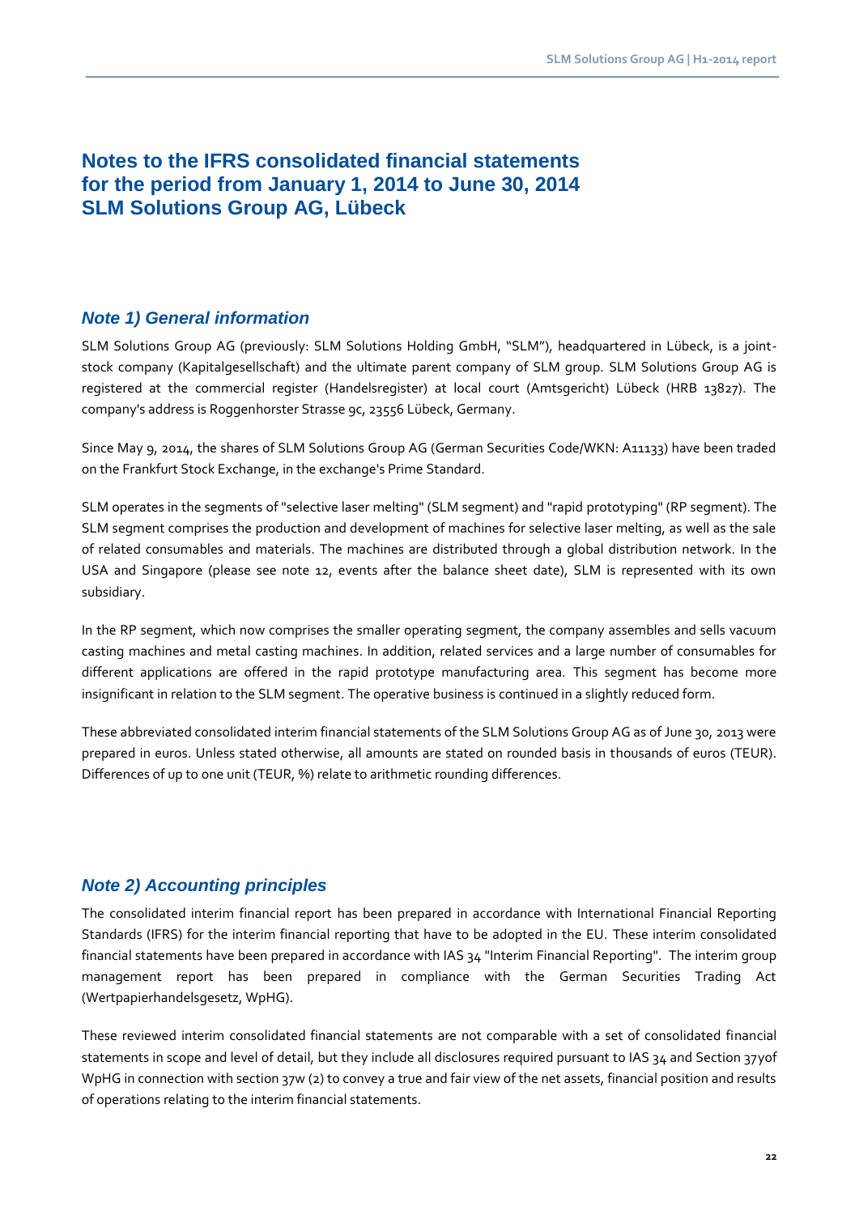# Notes to the IFRS consolidated financial statements for the period from January 1, 2014 to June 30, 2014 SLM Solutions Group AG, Lübeck

## *Note 1) General information*

SLM Solutions Group AG (previously: SLM Solutions Holding GmbH, "SLM"), headquartered in Lübeck, is a joint-stock company (Kapitalgesellschaft) and the ultimate parent company of SLM group. SLM Solutions Group AG is registered at the commercial register (Handelsregister) at local court (Amtsgericht) Lübeck (HRB 13827). The company's address is Roggenhorster Strasse 9c, 23556 Lübeck, Germany.

Since May 9, 2014, the shares of SLM Solutions Group AG (German Securities Code/WKN: A11133) have been traded on the Frankfurt Stock Exchange, in the exchange's Prime Standard.

SLM operates in the segments of "selective laser melting" (SLM segment) and "rapid prototyping" (RP segment). The SLM segment comprises the production and development of machines for selective laser melting, as well as the sale of related consumables and materials. The machines are distributed through a global distribution network. In the USA and Singapore (please see note 12, events after the balance sheet date), SLM is represented with its own subsidiary.

In the RP segment, which now comprises the smaller operating segment, the company assembles and sells vacuum casting machines and metal casting machines. In addition, related services and a large number of consumables for different applications are offered in the rapid prototype manufacturing area. This segment has become more insignificant in relation to the SLM segment. The operative business is continued in a slightly reduced form.

These abbreviated consolidated interim financial statements of the SLM Solutions Group AG as of June 30, 2013 were prepared in euros. Unless stated otherwise, all amounts are stated on rounded basis in thousands of euros (TEUR). Differences of up to one unit (TEUR, %) relate to arithmetic rounding differences.

## *Note 2) Accounting principles*

The consolidated interim financial report has been prepared in accordance with International Financial Reporting Standards (IFRS) for the interim financial reporting that have to be adopted in the EU. These interim consolidated financial statements have been prepared in accordance with IAS 34 "Interim Financial Reporting". The interim group management report has been prepared in compliance with the German Securities Trading Act (Wertpapierhandelsgesetz, WpHG).

These reviewed interim consolidated financial statements are not comparable with a set of consolidated financial statements in scope and level of detail, but they include all disclosures required pursuant to IAS 34 and Section 37yof WpHG in connection with section 37w (2) to convey a true and fair view of the net assets, financial position and results of operations relating to the interim financial statements.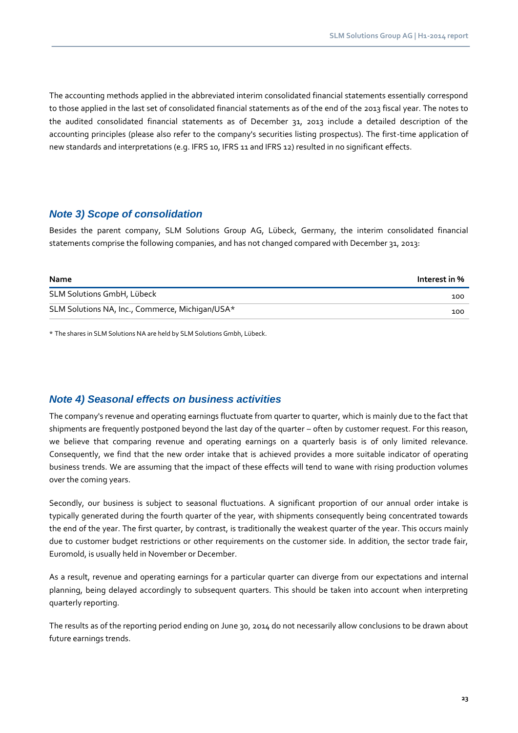The accounting methods applied in the abbreviated interim consolidated financial statements essentially correspond to those applied in the last set of consolidated financial statements as of the end of the 2013 fiscal year. The notes to the audited consolidated financial statements as of December 31, 2013 include a detailed description of the accounting principles (please also refer to the company's securities listing prospectus). The first-time application of new standards and interpretations (e.g. IFRS 10, IFRS 11 and IFRS 12) resulted in no significant effects.

## *Note 3) Scope of consolidation*

Besides the parent company, SLM Solutions Group AG, Lübeck, Germany, the interim consolidated financial statements comprise the following companies, and has not changed compared with December 31, 2013:

| Name | Interest in % |
|---|---|
| SLM Solutions GmbH, Lübeck | 100 |
| SLM Solutions NA, Inc., Commerce, Michigan/USA* | 100 |

* The shares in SLM Solutions NA are held by SLM Solutions Gmbh, Lübeck.

## *Note 4) Seasonal effects on business activities*

The company's revenue and operating earnings fluctuate from quarter to quarter, which is mainly due to the fact that shipments are frequently postponed beyond the last day of the quarter – often by customer request. For this reason, we believe that comparing revenue and operating earnings on a quarterly basis is of only limited relevance. Consequently, we find that the new order intake that is achieved provides a more suitable indicator of operating business trends. We are assuming that the impact of these effects will tend to wane with rising production volumes over the coming years.

Secondly, our business is subject to seasonal fluctuations. A significant proportion of our annual order intake is typically generated during the fourth quarter of the year, with shipments consequently being concentrated towards the end of the year. The first quarter, by contrast, is traditionally the weakest quarter of the year. This occurs mainly due to customer budget restrictions or other requirements on the customer side. In addition, the sector trade fair, Euromold, is usually held in November or December.

As a result, revenue and operating earnings for a particular quarter can diverge from our expectations and internal planning, being delayed accordingly to subsequent quarters. This should be taken into account when interpreting quarterly reporting.

The results as of the reporting period ending on June 30, 2014 do not necessarily allow conclusions to be drawn about future earnings trends.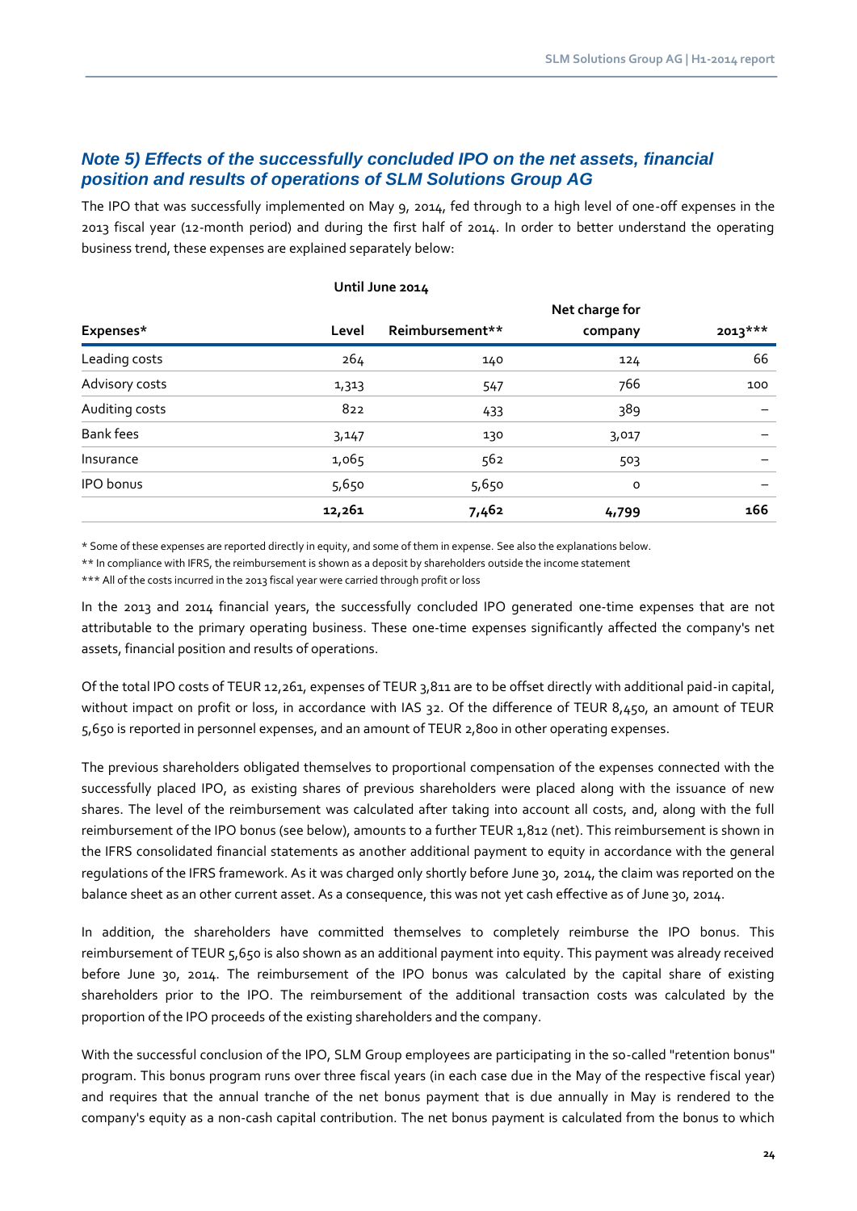## *Note 5) Effects of the successfully concluded IPO on the net assets, financial position and results of operations of SLM Solutions Group AG*

The IPO that was successfully implemented on May 9, 2014, fed through to a high level of one-off expenses in the 2013 fiscal year (12-month period) and during the first half of 2014. In order to better understand the operating business trend, these expenses are explained separately below:

| | Until June 2014 | | | |
|---|---|---|---|---|
| **Expenses*** | **Level** | **Reimbursement**** | **Net charge for company** | **2013***** |
| Leading costs | 264 | 140 | 124 | 66 |
| Advisory costs | 1,313 | 547 | 766 | 100 |
| Auditing costs | 822 | 433 | 389 | – |
| Bank fees | 3,147 | 130 | 3,017 | – |
| Insurance | 1,065 | 562 | 503 | – |
| IPO bonus | 5,650 | 5,650 | 0 | – |
| | **12,261** | **7,462** | **4,799** | **166** |

* Some of these expenses are reported directly in equity, and some of them in expense. See also the explanations below.

** In compliance with IFRS, the reimbursement is shown as a deposit by shareholders outside the income statement

*** All of the costs incurred in the 2013 fiscal year were carried through profit or loss

In the 2013 and 2014 financial years, the successfully concluded IPO generated one-time expenses that are not attributable to the primary operating business. These one-time expenses significantly affected the company's net assets, financial position and results of operations.

Of the total IPO costs of TEUR 12,261, expenses of TEUR 3,811 are to be offset directly with additional paid-in capital, without impact on profit or loss, in accordance with IAS 32. Of the difference of TEUR 8,450, an amount of TEUR 5,650 is reported in personnel expenses, and an amount of TEUR 2,800 in other operating expenses.

The previous shareholders obligated themselves to proportional compensation of the expenses connected with the successfully placed IPO, as existing shares of previous shareholders were placed along with the issuance of new shares. The level of the reimbursement was calculated after taking into account all costs, and, along with the full reimbursement of the IPO bonus (see below), amounts to a further TEUR 1,812 (net). This reimbursement is shown in the IFRS consolidated financial statements as another additional payment to equity in accordance with the general regulations of the IFRS framework. As it was charged only shortly before June 30, 2014, the claim was reported on the balance sheet as an other current asset. As a consequence, this was not yet cash effective as of June 30, 2014.

In addition, the shareholders have committed themselves to completely reimburse the IPO bonus. This reimbursement of TEUR 5,650 is also shown as an additional payment into equity. This payment was already received before June 30, 2014. The reimbursement of the IPO bonus was calculated by the capital share of existing shareholders prior to the IPO. The reimbursement of the additional transaction costs was calculated by the proportion of the IPO proceeds of the existing shareholders and the company.

With the successful conclusion of the IPO, SLM Group employees are participating in the so-called "retention bonus" program. This bonus program runs over three fiscal years (in each case due in the May of the respective fiscal year) and requires that the annual tranche of the net bonus payment that is due annually in May is rendered to the company's equity as a non-cash capital contribution. The net bonus payment is calculated from the bonus to which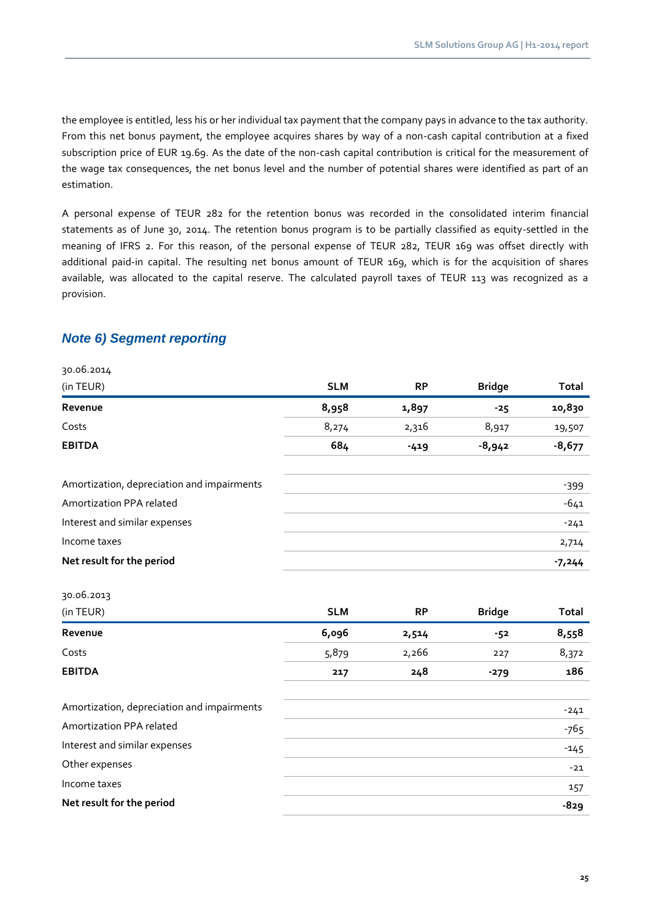the employee is entitled, less his or her individual tax payment that the company pays in advance to the tax authority. From this net bonus payment, the employee acquires shares by way of a non-cash capital contribution at a fixed subscription price of EUR 19.69. As the date of the non-cash capital contribution is critical for the measurement of the wage tax consequences, the net bonus level and the number of potential shares were identified as part of an estimation.

A personal expense of TEUR 282 for the retention bonus was recorded in the consolidated interim financial statements as of June 30, 2014. The retention bonus program is to be partially classified as equity-settled in the meaning of IFRS 2. For this reason, of the personal expense of TEUR 282, TEUR 169 was offset directly with additional paid-in capital. The resulting net bonus amount of TEUR 169, which is for the acquisition of shares available, was allocated to the capital reserve. The calculated payroll taxes of TEUR 113 was recognized as a provision.

## *Note 6) Segment reporting*

30.06.2014

| (in TEUR) | SLM | RP | Bridge | Total |
|---|---|---|---|---|
| **Revenue** | **8,958** | **1,897** | **-25** | **10,830** |
| Costs | 8,274 | 2,316 | 8,917 | 19,507 |
| **EBITDA** | **684** | **-419** | **-8,942** | **-8,677** |
| | | | | |
| Amortization, depreciation and impairments | | | | -399 |
| Amortization PPA related | | | | -641 |
| Interest and similar expenses | | | | -241 |
| Income taxes | | | | 2,714 |
| **Net result for the period** | | | | **-7,244** |

30.06.2013

| (in TEUR) | SLM | RP | Bridge | Total |
|---|---|---|---|---|
| **Revenue** | **6,096** | **2,514** | **-52** | **8,558** |
| Costs | 5,879 | 2,266 | 227 | 8,372 |
| **EBITDA** | **217** | **248** | **-279** | **186** |
| | | | | |
| Amortization, depreciation and impairments | | | | -241 |
| Amortization PPA related | | | | -765 |
| Interest and similar expenses | | | | -145 |
| Other expenses | | | | -21 |
| Income taxes | | | | 157 |
| **Net result for the period** | | | | **-829** |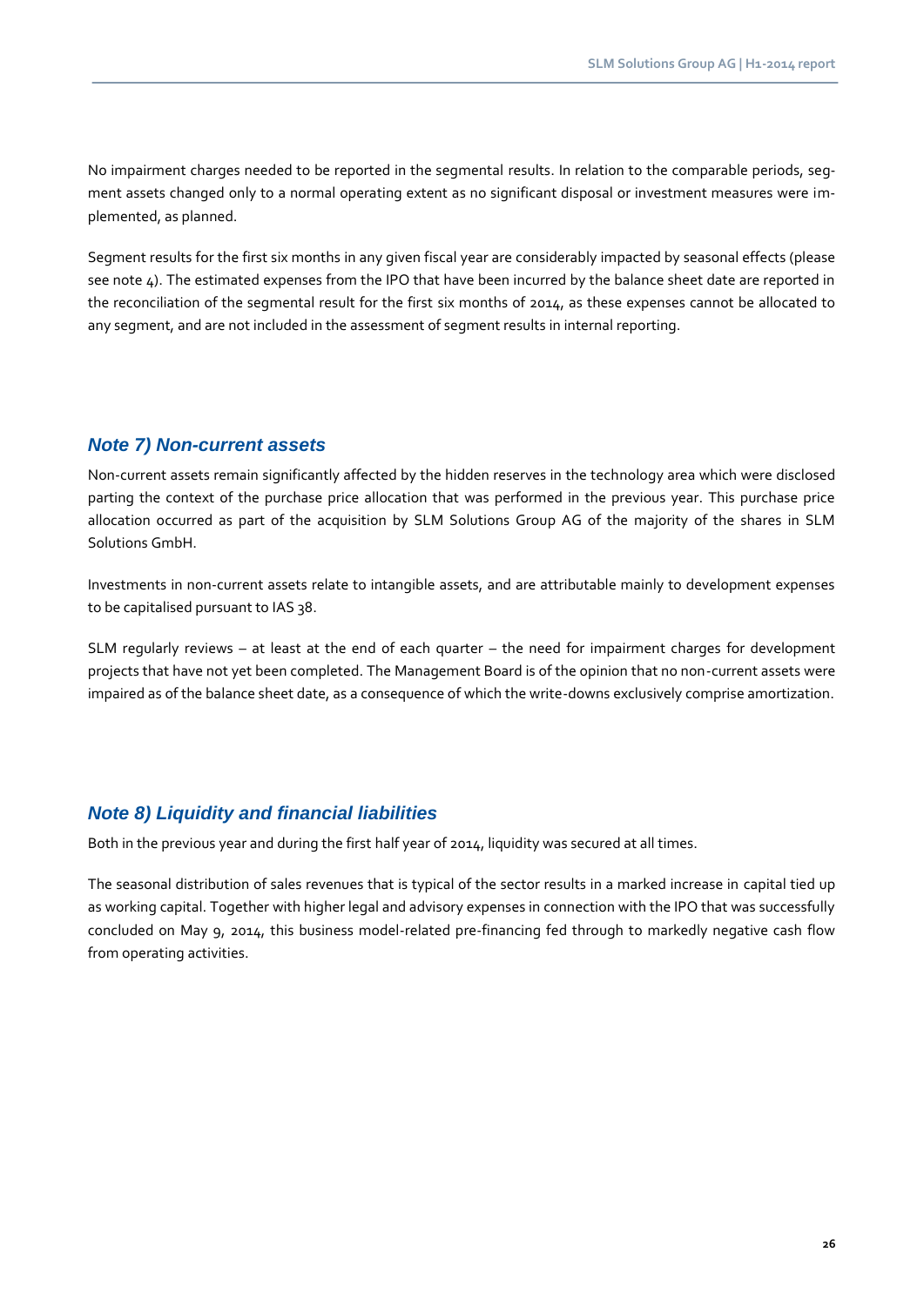No impairment charges needed to be reported in the segmental results. In relation to the comparable periods, segment assets changed only to a normal operating extent as no significant disposal or investment measures were implemented, as planned.

Segment results for the first six months in any given fiscal year are considerably impacted by seasonal effects (please see note 4). The estimated expenses from the IPO that have been incurred by the balance sheet date are reported in the reconciliation of the segmental result for the first six months of 2014, as these expenses cannot be allocated to any segment, and are not included in the assessment of segment results in internal reporting.

## *Note 7) Non-current assets*

Non-current assets remain significantly affected by the hidden reserves in the technology area which were disclosed parting the context of the purchase price allocation that was performed in the previous year. This purchase price allocation occurred as part of the acquisition by SLM Solutions Group AG of the majority of the shares in SLM Solutions GmbH.

Investments in non-current assets relate to intangible assets, and are attributable mainly to development expenses to be capitalised pursuant to IAS 38.

SLM regularly reviews – at least at the end of each quarter – the need for impairment charges for development projects that have not yet been completed. The Management Board is of the opinion that no non-current assets were impaired as of the balance sheet date, as a consequence of which the write-downs exclusively comprise amortization.

## *Note 8) Liquidity and financial liabilities*

Both in the previous year and during the first half year of 2014, liquidity was secured at all times.

The seasonal distribution of sales revenues that is typical of the sector results in a marked increase in capital tied up as working capital. Together with higher legal and advisory expenses in connection with the IPO that was successfully concluded on May 9, 2014, this business model-related pre-financing fed through to markedly negative cash flow from operating activities.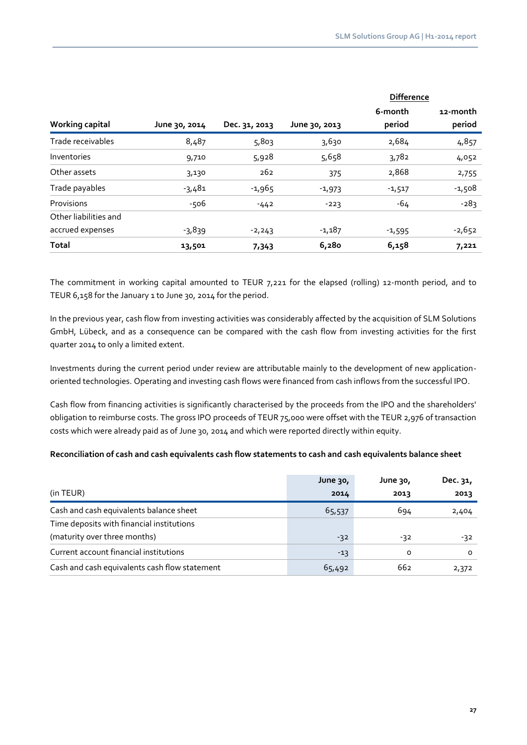| Working capital | June 30, 2014 | Dec. 31, 2013 | June 30, 2013 | Difference | |
|---|---|---|---|---|---|
| | | | | 6-month period | 12-month period |
| Trade receivables | 8,487 | 5,803 | 3,630 | 2,684 | 4,857 |
| Inventories | 9,710 | 5,928 | 5,658 | 3,782 | 4,052 |
| Other assets | 3,130 | 262 | 375 | 2,868 | 2,755 |
| Trade payables | -3,481 | -1,965 | -1,973 | -1,517 | -1,508 |
| Provisions | -506 | -442 | -223 | -64 | -283 |
| Other liabilities and accrued expenses | -3,839 | -2,243 | -1,187 | -1,595 | -2,652 |
| **Total** | **13,501** | **7,343** | **6,280** | **6,158** | **7,221** |

The commitment in working capital amounted to TEUR 7,221 for the elapsed (rolling) 12-month period, and to TEUR 6,158 for the January 1 to June 30, 2014 for the period.

In the previous year, cash flow from investing activities was considerably affected by the acquisition of SLM Solutions GmbH, Lübeck, and as a consequence can be compared with the cash flow from investing activities for the first quarter 2014 to only a limited extent.

Investments during the current period under review are attributable mainly to the development of new application-oriented technologies. Operating and investing cash flows were financed from cash inflows from the successful IPO.

Cash flow from financing activities is significantly characterised by the proceeds from the IPO and the shareholders' obligation to reimburse costs. The gross IPO proceeds of TEUR 75,000 were offset with the TEUR 2,976 of transaction costs which were already paid as of June 30, 2014 and which were reported directly within equity.

**Reconciliation of cash and cash equivalents cash flow statements to cash and cash equivalents balance sheet**

| (in TEUR) | June 30, 2014 | June 30, 2013 | Dec. 31, 2013 |
|---|---|---|---|
| Cash and cash equivalents balance sheet | 65,537 | 694 | 2,404 |
| Time deposits with financial institutions (maturity over three months) | -32 | -32 | -32 |
| Current account financial institutions | -13 | 0 | 0 |
| Cash and cash equivalents cash flow statement | 65,492 | 662 | 2,372 |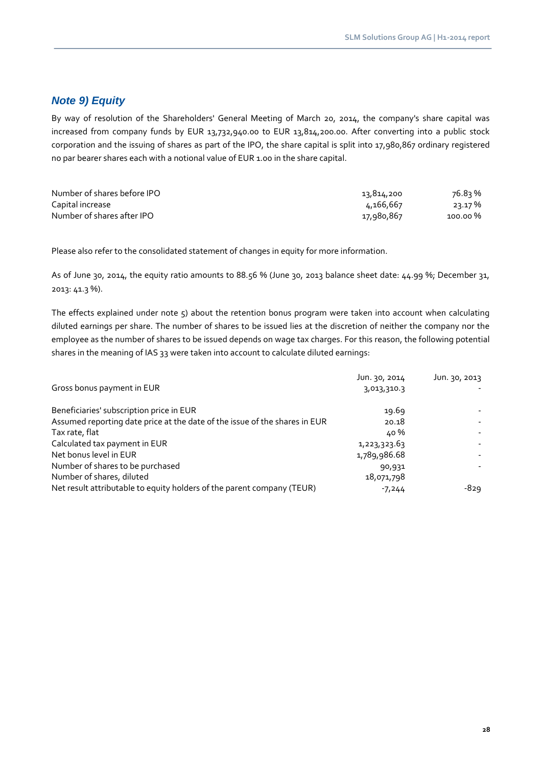## *Note 9) Equity*

By way of resolution of the Shareholders' General Meeting of March 20, 2014, the company's share capital was increased from company funds by EUR 13,732,940.00 to EUR 13,814,200.00. After converting into a public stock corporation and the issuing of shares as part of the IPO, the share capital is split into 17,980,867 ordinary registered no par bearer shares each with a notional value of EUR 1.00 in the share capital.

| | | |
|---|---|---|
| Number of shares before IPO | 13,814,200 | 76.83 % |
| Capital increase | 4,166,667 | 23.17 % |
| Number of shares after IPO | 17,980,867 | 100.00 % |

Please also refer to the consolidated statement of changes in equity for more information.

As of June 30, 2014, the equity ratio amounts to 88.56 % (June 30, 2013 balance sheet date: 44.99 %; December 31, 2013: 41.3 %).

The effects explained under note 5) about the retention bonus program were taken into account when calculating diluted earnings per share. The number of shares to be issued lies at the discretion of neither the company nor the employee as the number of shares to be issued depends on wage tax charges. For this reason, the following potential shares in the meaning of IAS 33 were taken into account to calculate diluted earnings:

| | Jun. 30, 2014 | Jun. 30, 2013 |
|---|---|---|
| Gross bonus payment in EUR | 3,013,310.3 | - |
| Beneficiaries' subscription price in EUR | 19.69 | - |
| Assumed reporting date price at the date of the issue of the shares in EUR | 20.18 | - |
| Tax rate, flat | 40 % | - |
| Calculated tax payment in EUR | 1,223,323.63 | - |
| Net bonus level in EUR | 1,789,986.68 | - |
| Number of shares to be purchased | 90,931 | - |
| Number of shares, diluted | 18,071,798 | |
| Net result attributable to equity holders of the parent company (TEUR) | -7,244 | -829 |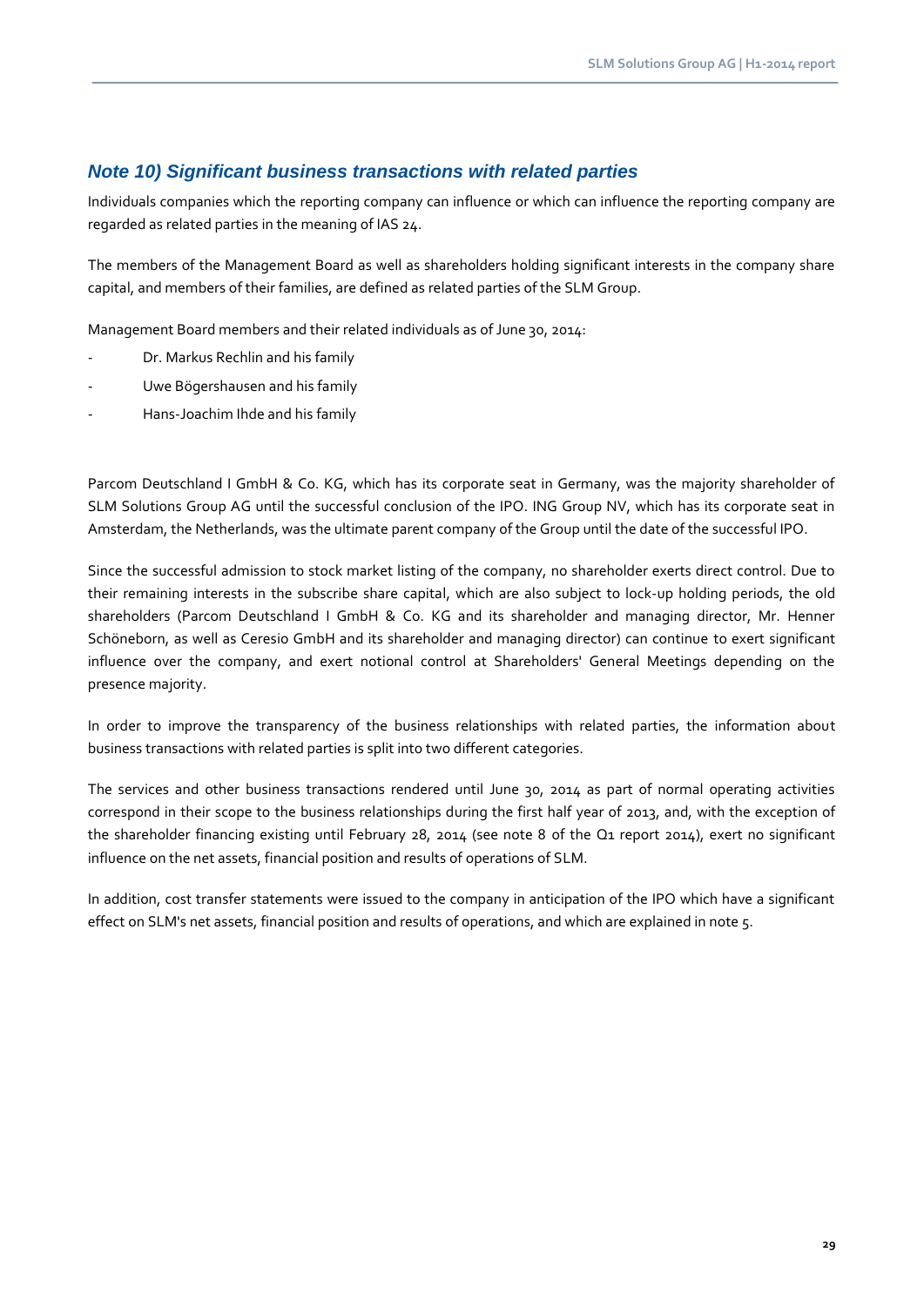## *Note 10) Significant business transactions with related parties*

Individuals companies which the reporting company can influence or which can influence the reporting company are regarded as related parties in the meaning of IAS 24.

The members of the Management Board as well as shareholders holding significant interests in the company share capital, and members of their families, are defined as related parties of the SLM Group.

Management Board members and their related individuals as of June 30, 2014:

- Dr. Markus Rechlin and his family
- Uwe Bögershausen and his family
- Hans-Joachim Ihde and his family

Parcom Deutschland I GmbH & Co. KG, which has its corporate seat in Germany, was the majority shareholder of SLM Solutions Group AG until the successful conclusion of the IPO. ING Group NV, which has its corporate seat in Amsterdam, the Netherlands, was the ultimate parent company of the Group until the date of the successful IPO.

Since the successful admission to stock market listing of the company, no shareholder exerts direct control. Due to their remaining interests in the subscribe share capital, which are also subject to lock-up holding periods, the old shareholders (Parcom Deutschland I GmbH & Co. KG and its shareholder and managing director, Mr. Henner Schöneborn, as well as Ceresio GmbH and its shareholder and managing director) can continue to exert significant influence over the company, and exert notional control at Shareholders' General Meetings depending on the presence majority.

In order to improve the transparency of the business relationships with related parties, the information about business transactions with related parties is split into two different categories.

The services and other business transactions rendered until June 30, 2014 as part of normal operating activities correspond in their scope to the business relationships during the first half year of 2013, and, with the exception of the shareholder financing existing until February 28, 2014 (see note 8 of the Q1 report 2014), exert no significant influence on the net assets, financial position and results of operations of SLM.

In addition, cost transfer statements were issued to the company in anticipation of the IPO which have a significant effect on SLM's net assets, financial position and results of operations, and which are explained in note 5.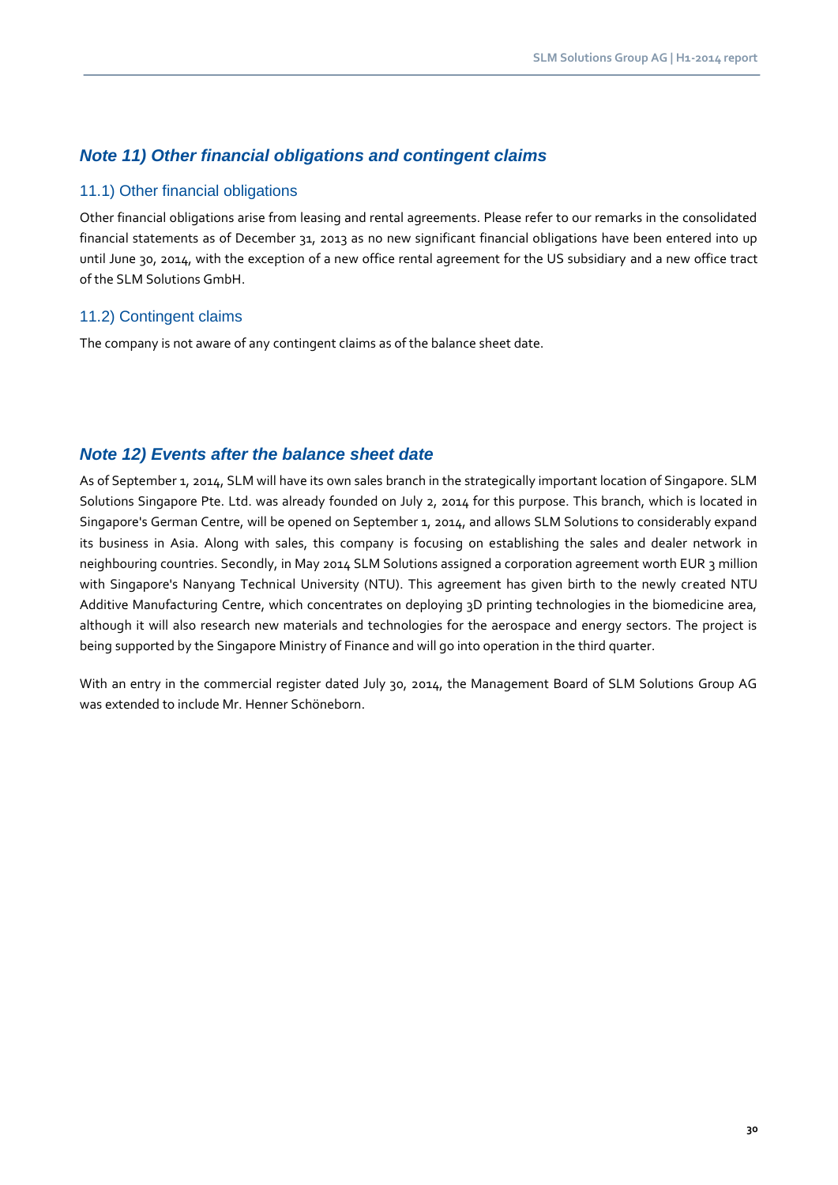## *Note 11) Other financial obligations and contingent claims*

### 11.1) Other financial obligations

Other financial obligations arise from leasing and rental agreements. Please refer to our remarks in the consolidated financial statements as of December 31, 2013 as no new significant financial obligations have been entered into up until June 30, 2014, with the exception of a new office rental agreement for the US subsidiary and a new office tract of the SLM Solutions GmbH.

### 11.2) Contingent claims

The company is not aware of any contingent claims as of the balance sheet date.

## *Note 12) Events after the balance sheet date*

As of September 1, 2014, SLM will have its own sales branch in the strategically important location of Singapore. SLM Solutions Singapore Pte. Ltd. was already founded on July 2, 2014 for this purpose. This branch, which is located in Singapore's German Centre, will be opened on September 1, 2014, and allows SLM Solutions to considerably expand its business in Asia. Along with sales, this company is focusing on establishing the sales and dealer network in neighbouring countries. Secondly, in May 2014 SLM Solutions assigned a corporation agreement worth EUR 3 million with Singapore's Nanyang Technical University (NTU). This agreement has given birth to the newly created NTU Additive Manufacturing Centre, which concentrates on deploying 3D printing technologies in the biomedicine area, although it will also research new materials and technologies for the aerospace and energy sectors. The project is being supported by the Singapore Ministry of Finance and will go into operation in the third quarter.

With an entry in the commercial register dated July 30, 2014, the Management Board of SLM Solutions Group AG was extended to include Mr. Henner Schöneborn.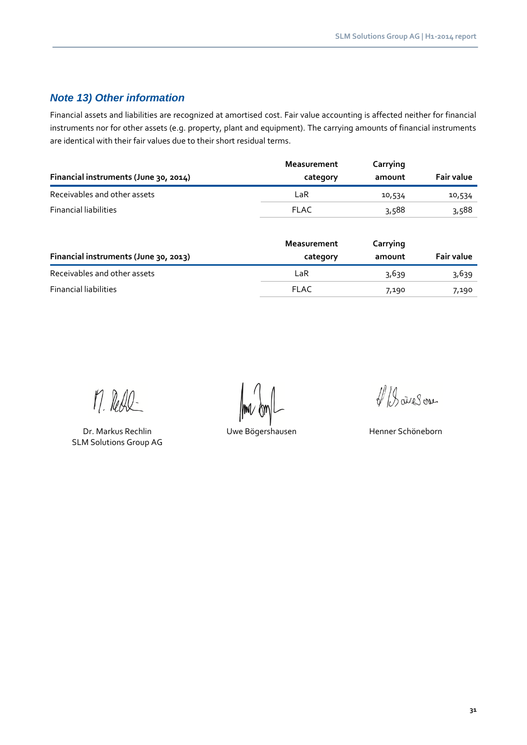## *Note 13) Other information*

Financial assets and liabilities are recognized at amortised cost. Fair value accounting is affected neither for financial instruments nor for other assets (e.g. property, plant and equipment). The carrying amounts of financial instruments are identical with their fair values due to their short residual terms.

| Financial instruments (June 30, 2014) | Measurement category | Carrying amount | Fair value |
|---|---|---|---|
| Receivables and other assets | LaR | 10,534 | 10,534 |
| Financial liabilities | FLAC | 3,588 | 3,588 |

| Financial instruments (June 30, 2013) | Measurement category | Carrying amount | Fair value |
|---|---|---|---|
| Receivables and other assets | LaR | 3,639 | 3,639 |
| Financial liabilities | FLAC | 7,190 | 7,190 |

Dr. Markus Rechlin
SLM Solutions Group AG

Uwe Bögershausen

Henner Schöneborn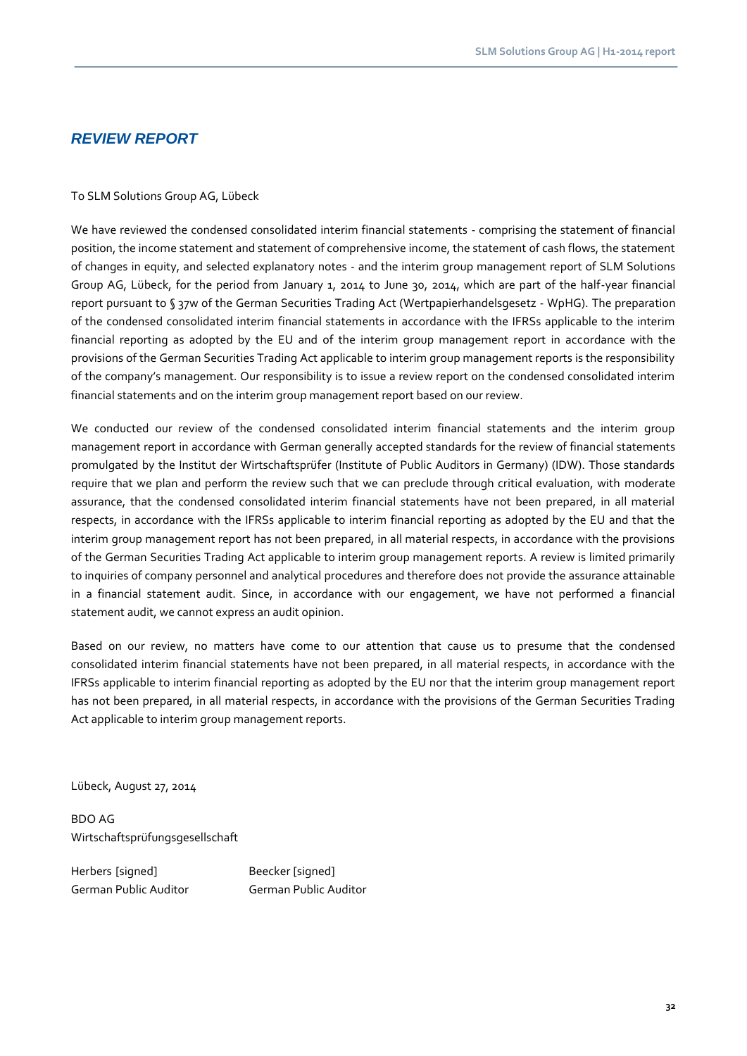# REVIEW REPORT

To SLM Solutions Group AG, Lübeck

We have reviewed the condensed consolidated interim financial statements - comprising the statement of financial position, the income statement and statement of comprehensive income, the statement of cash flows, the statement of changes in equity, and selected explanatory notes - and the interim group management report of SLM Solutions Group AG, Lübeck, for the period from January 1, 2014 to June 30, 2014, which are part of the half-year financial report pursuant to § 37w of the German Securities Trading Act (Wertpapierhandelsgesetz - WpHG). The preparation of the condensed consolidated interim financial statements in accordance with the IFRSs applicable to the interim financial reporting as adopted by the EU and of the interim group management report in accordance with the provisions of the German Securities Trading Act applicable to interim group management reports is the responsibility of the company's management. Our responsibility is to issue a review report on the condensed consolidated interim financial statements and on the interim group management report based on our review.

We conducted our review of the condensed consolidated interim financial statements and the interim group management report in accordance with German generally accepted standards for the review of financial statements promulgated by the Institut der Wirtschaftsprüfer (Institute of Public Auditors in Germany) (IDW). Those standards require that we plan and perform the review such that we can preclude through critical evaluation, with moderate assurance, that the condensed consolidated interim financial statements have not been prepared, in all material respects, in accordance with the IFRSs applicable to interim financial reporting as adopted by the EU and that the interim group management report has not been prepared, in all material respects, in accordance with the provisions of the German Securities Trading Act applicable to interim group management reports. A review is limited primarily to inquiries of company personnel and analytical procedures and therefore does not provide the assurance attainable in a financial statement audit. Since, in accordance with our engagement, we have not performed a financial statement audit, we cannot express an audit opinion.

Based on our review, no matters have come to our attention that cause us to presume that the condensed consolidated interim financial statements have not been prepared, in all material respects, in accordance with the IFRSs applicable to interim financial reporting as adopted by the EU nor that the interim group management report has not been prepared, in all material respects, in accordance with the provisions of the German Securities Trading Act applicable to interim group management reports.

Lübeck, August 27, 2014

BDO AG
Wirtschaftsprüfungsgesellschaft

Herbers [signed]
German Public Auditor

Beecker [signed]
German Public Auditor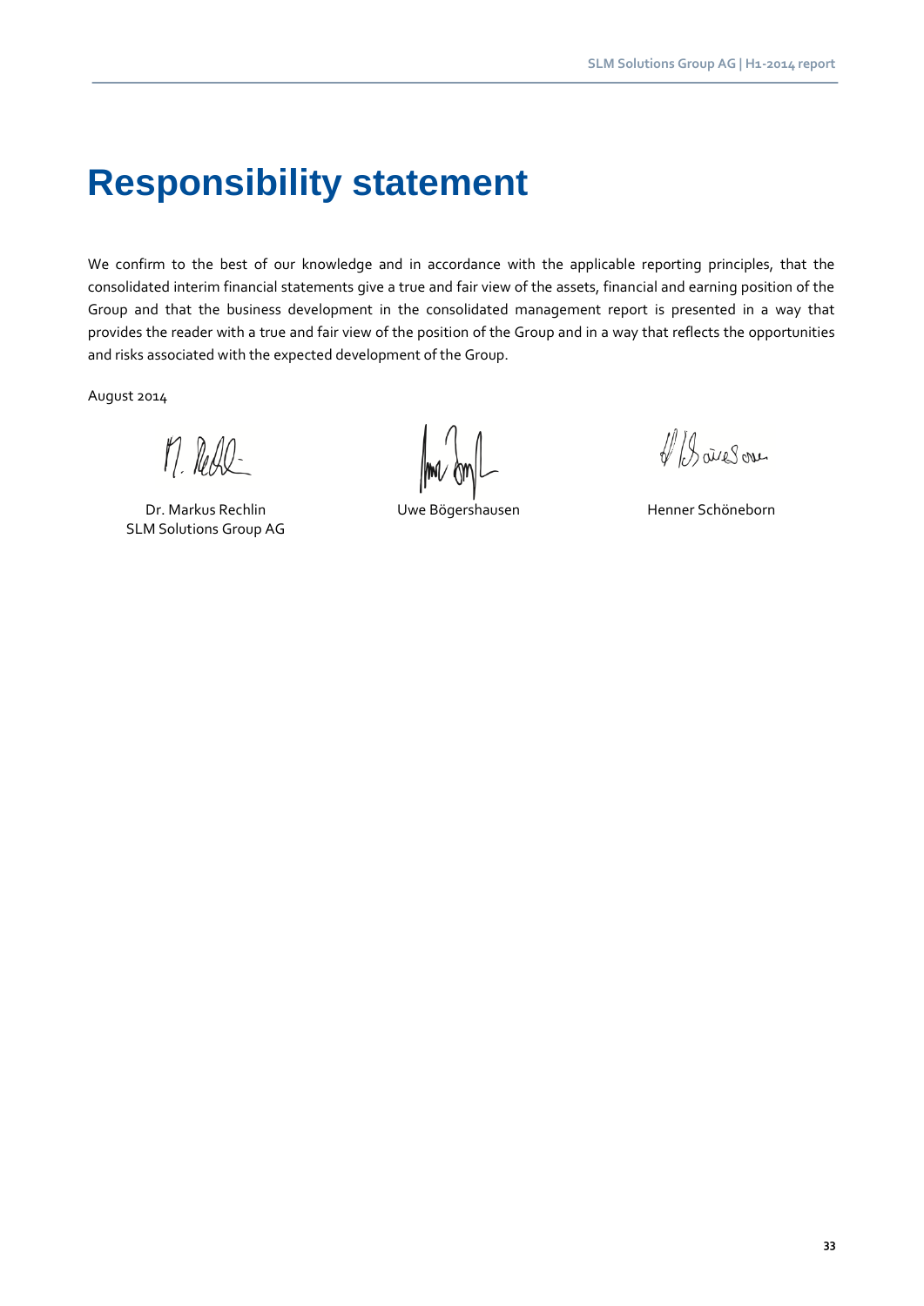# Responsibility statement

We confirm to the best of our knowledge and in accordance with the applicable reporting principles, that the consolidated interim financial statements give a true and fair view of the assets, financial and earning position of the Group and that the business development in the consolidated management report is presented in a way that provides the reader with a true and fair view of the position of the Group and in a way that reflects the opportunities and risks associated with the expected development of the Group.

August 2014

Dr. Markus Rechlin
SLM Solutions Group AG

Uwe Bögershausen

Henner Schöneborn